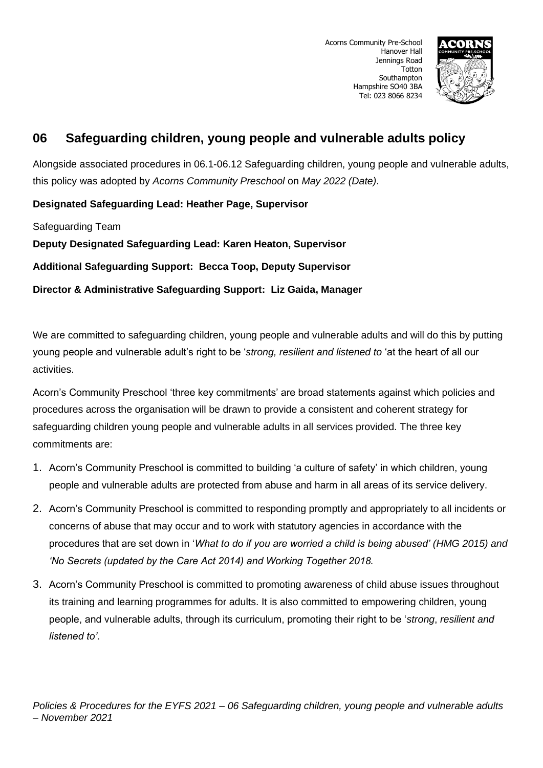Acorns Community Pre-School
Hanover Hall
Jennings Road
Totton
Southampton
Hampshire SO40 3BA
Tel: 023 8066 8234

## 06 Safeguarding children, young people and vulnerable adults policy

Alongside associated procedures in 06.1-06.12 Safeguarding children, young people and vulnerable adults, this policy was adopted by *Acorns Community Preschool* on *May 2022 (Date)*.

**Designated Safeguarding Lead: Heather Page, Supervisor**

Safeguarding Team

**Deputy Designated Safeguarding Lead: Karen Heaton, Supervisor**

**Additional Safeguarding Support: Becca Toop, Deputy Supervisor**

**Director & Administrative Safeguarding Support: Liz Gaida, Manager**

We are committed to safeguarding children, young people and vulnerable adults and will do this by putting young people and vulnerable adult's right to be '*strong, resilient and listened to* 'at the heart of all our activities.

Acorn's Community Preschool 'three key commitments' are broad statements against which policies and procedures across the organisation will be drawn to provide a consistent and coherent strategy for safeguarding children young people and vulnerable adults in all services provided. The three key commitments are:

1. Acorn's Community Preschool is committed to building 'a culture of safety' in which children, young people and vulnerable adults are protected from abuse and harm in all areas of its service delivery.
2. Acorn's Community Preschool is committed to responding promptly and appropriately to all incidents or concerns of abuse that may occur and to work with statutory agencies in accordance with the procedures that are set down in '*What to do if you are worried a child is being abused' (HMG 2015) and 'No Secrets (updated by the Care Act 2014) and Working Together 2018.*
3. Acorn's Community Preschool is committed to promoting awareness of child abuse issues throughout its training and learning programmes for adults. It is also committed to empowering children, young people, and vulnerable adults, through its curriculum, promoting their right to be '*strong*, *resilient and listened to'*.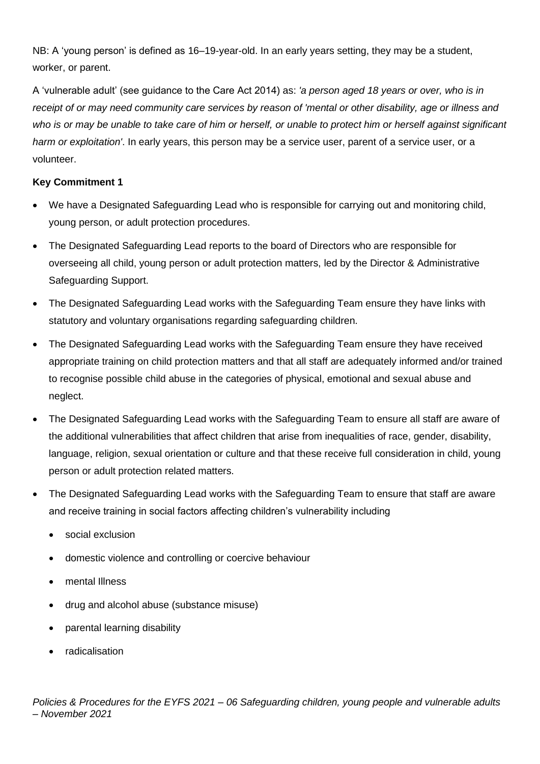NB: A 'young person' is defined as 16–19-year-old. In an early years setting, they may be a student, worker, or parent.

A 'vulnerable adult' (see guidance to the Care Act 2014) as: *'a person aged 18 years or over, who is in receipt of or may need community care services by reason of 'mental or other disability, age or illness and who is or may be unable to take care of him or herself, or unable to protect him or herself against significant harm or exploitation'*. In early years, this person may be a service user, parent of a service user, or a volunteer.

**Key Commitment 1**

- We have a Designated Safeguarding Lead who is responsible for carrying out and monitoring child, young person, or adult protection procedures.
- The Designated Safeguarding Lead reports to the board of Directors who are responsible for overseeing all child, young person or adult protection matters, led by the Director & Administrative Safeguarding Support.
- The Designated Safeguarding Lead works with the Safeguarding Team ensure they have links with statutory and voluntary organisations regarding safeguarding children.
- The Designated Safeguarding Lead works with the Safeguarding Team ensure they have received appropriate training on child protection matters and that all staff are adequately informed and/or trained to recognise possible child abuse in the categories of physical, emotional and sexual abuse and neglect.
- The Designated Safeguarding Lead works with the Safeguarding Team to ensure all staff are aware of the additional vulnerabilities that affect children that arise from inequalities of race, gender, disability, language, religion, sexual orientation or culture and that these receive full consideration in child, young person or adult protection related matters.
- The Designated Safeguarding Lead works with the Safeguarding Team to ensure that staff are aware and receive training in social factors affecting children's vulnerability including
  - social exclusion
  - domestic violence and controlling or coercive behaviour
  - mental Illness
  - drug and alcohol abuse (substance misuse)
  - parental learning disability
  - radicalisation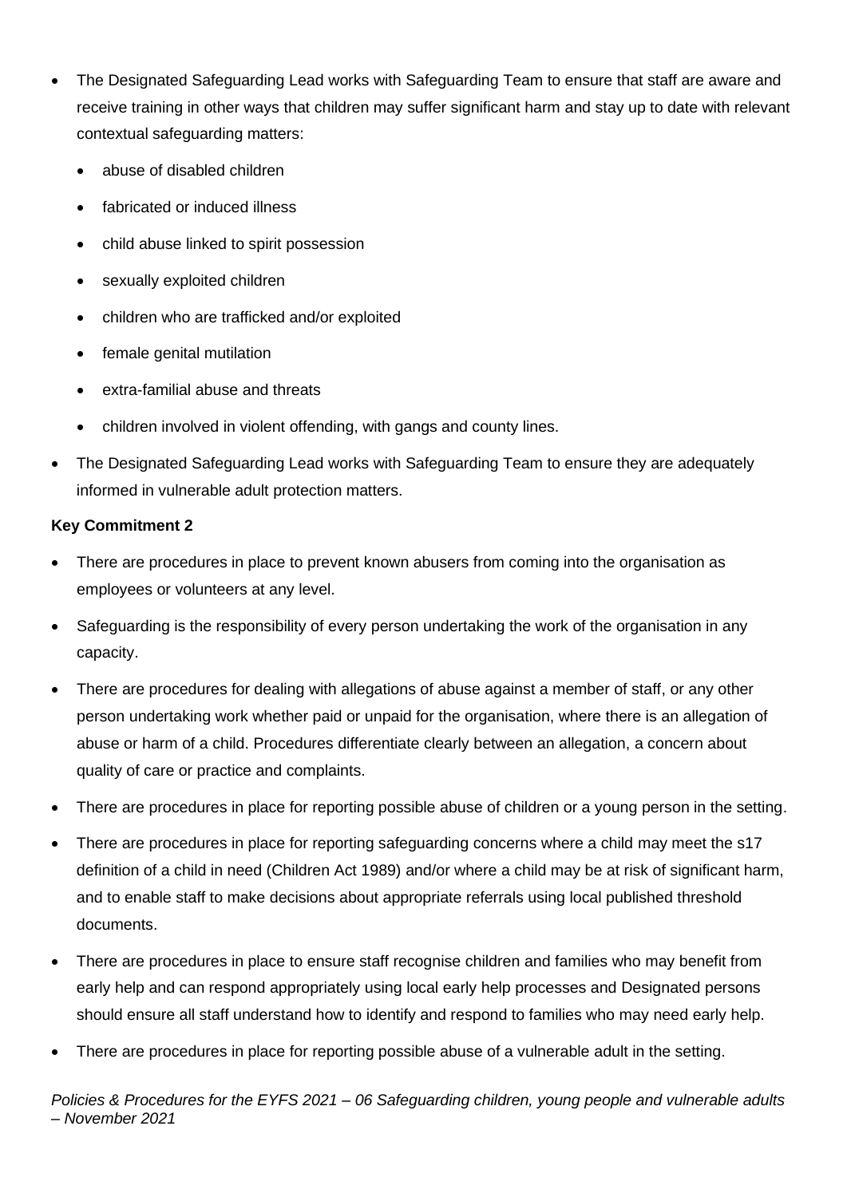- The Designated Safeguarding Lead works with Safeguarding Team to ensure that staff are aware and receive training in other ways that children may suffer significant harm and stay up to date with relevant contextual safeguarding matters:
  - abuse of disabled children
  - fabricated or induced illness
  - child abuse linked to spirit possession
  - sexually exploited children
  - children who are trafficked and/or exploited
  - female genital mutilation
  - extra-familial abuse and threats
  - children involved in violent offending, with gangs and county lines.
- The Designated Safeguarding Lead works with Safeguarding Team to ensure they are adequately informed in vulnerable adult protection matters.

**Key Commitment 2**

- There are procedures in place to prevent known abusers from coming into the organisation as employees or volunteers at any level.
- Safeguarding is the responsibility of every person undertaking the work of the organisation in any capacity.
- There are procedures for dealing with allegations of abuse against a member of staff, or any other person undertaking work whether paid or unpaid for the organisation, where there is an allegation of abuse or harm of a child. Procedures differentiate clearly between an allegation, a concern about quality of care or practice and complaints.
- There are procedures in place for reporting possible abuse of children or a young person in the setting.
- There are procedures in place for reporting safeguarding concerns where a child may meet the s17 definition of a child in need (Children Act 1989) and/or where a child may be at risk of significant harm, and to enable staff to make decisions about appropriate referrals using local published threshold documents.
- There are procedures in place to ensure staff recognise children and families who may benefit from early help and can respond appropriately using local early help processes and Designated persons should ensure all staff understand how to identify and respond to families who may need early help.
- There are procedures in place for reporting possible abuse of a vulnerable adult in the setting.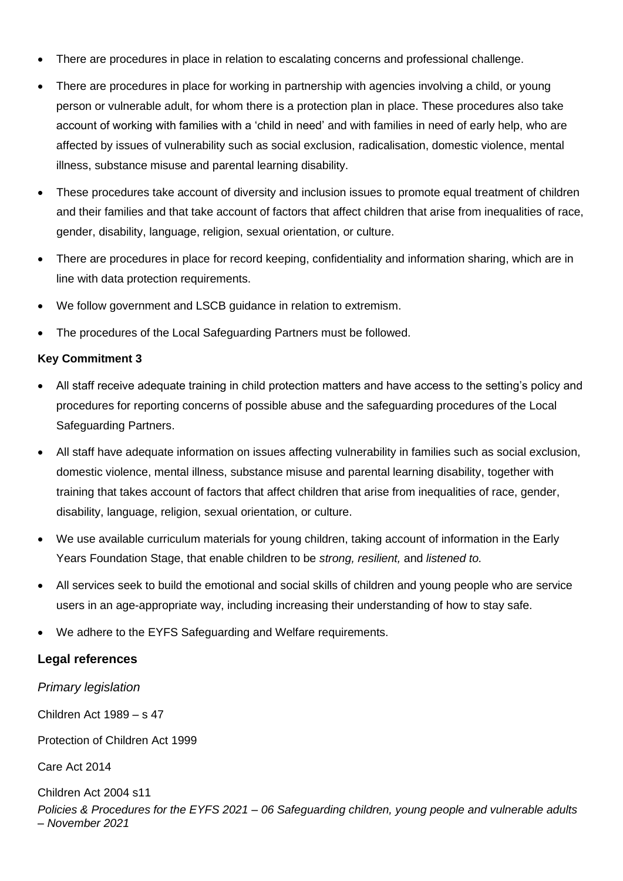- There are procedures in place in relation to escalating concerns and professional challenge.
- There are procedures in place for working in partnership with agencies involving a child, or young person or vulnerable adult, for whom there is a protection plan in place. These procedures also take account of working with families with a 'child in need' and with families in need of early help, who are affected by issues of vulnerability such as social exclusion, radicalisation, domestic violence, mental illness, substance misuse and parental learning disability.
- These procedures take account of diversity and inclusion issues to promote equal treatment of children and their families and that take account of factors that affect children that arise from inequalities of race, gender, disability, language, religion, sexual orientation, or culture.
- There are procedures in place for record keeping, confidentiality and information sharing, which are in line with data protection requirements.
- We follow government and LSCB guidance in relation to extremism.
- The procedures of the Local Safeguarding Partners must be followed.

**Key Commitment 3**

- All staff receive adequate training in child protection matters and have access to the setting's policy and procedures for reporting concerns of possible abuse and the safeguarding procedures of the Local Safeguarding Partners.
- All staff have adequate information on issues affecting vulnerability in families such as social exclusion, domestic violence, mental illness, substance misuse and parental learning disability, together with training that takes account of factors that affect children that arise from inequalities of race, gender, disability, language, religion, sexual orientation, or culture.
- We use available curriculum materials for young children, taking account of information in the Early Years Foundation Stage, that enable children to be *strong, resilient,* and *listened to.*
- All services seek to build the emotional and social skills of children and young people who are service users in an age-appropriate way, including increasing their understanding of how to stay safe.
- We adhere to the EYFS Safeguarding and Welfare requirements.

## Legal references

*Primary legislation*

Children Act 1989 – s 47

Protection of Children Act 1999

Care Act 2014

Children Act 2004 s11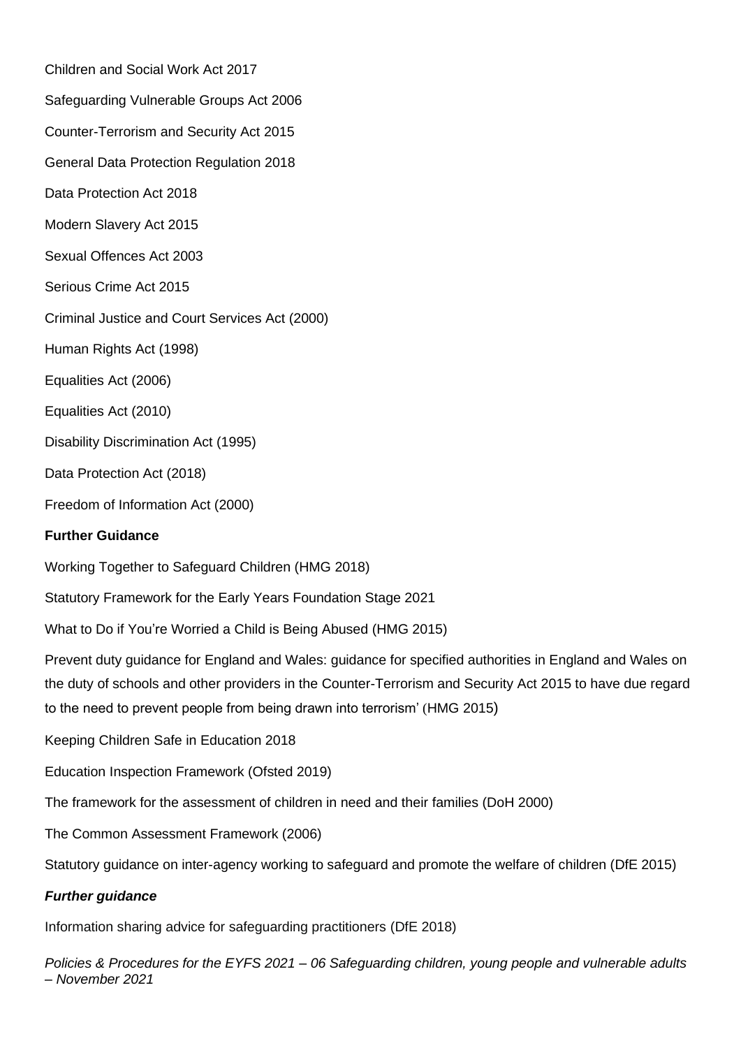Children and Social Work Act 2017

Safeguarding Vulnerable Groups Act 2006

Counter-Terrorism and Security Act 2015

General Data Protection Regulation 2018

Data Protection Act 2018

Modern Slavery Act 2015

Sexual Offences Act 2003

Serious Crime Act 2015

Criminal Justice and Court Services Act (2000)

Human Rights Act (1998)

Equalities Act (2006)

Equalities Act (2010)

Disability Discrimination Act (1995)

Data Protection Act (2018)

Freedom of Information Act (2000)

**Further Guidance**

Working Together to Safeguard Children (HMG 2018)

Statutory Framework for the Early Years Foundation Stage 2021

What to Do if You're Worried a Child is Being Abused (HMG 2015)

Prevent duty guidance for England and Wales: guidance for specified authorities in England and Wales on the duty of schools and other providers in the Counter-Terrorism and Security Act 2015 to have due regard to the need to prevent people from being drawn into terrorism' (HMG 2015)

Keeping Children Safe in Education 2018

Education Inspection Framework (Ofsted 2019)

The framework for the assessment of children in need and their families (DoH 2000)

The Common Assessment Framework (2006)

Statutory guidance on inter-agency working to safeguard and promote the welfare of children (DfE 2015)

***Further guidance***

Information sharing advice for safeguarding practitioners (DfE 2018)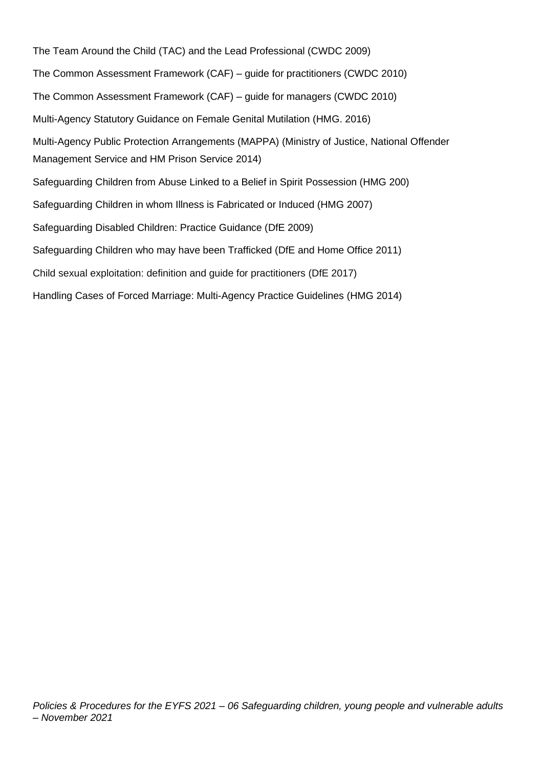The Team Around the Child (TAC) and the Lead Professional (CWDC 2009)

The Common Assessment Framework (CAF) – guide for practitioners (CWDC 2010)

The Common Assessment Framework (CAF) – guide for managers (CWDC 2010)

Multi-Agency Statutory Guidance on Female Genital Mutilation (HMG. 2016)

Multi-Agency Public Protection Arrangements (MAPPA) (Ministry of Justice, National Offender Management Service and HM Prison Service 2014)

Safeguarding Children from Abuse Linked to a Belief in Spirit Possession (HMG 200)

Safeguarding Children in whom Illness is Fabricated or Induced (HMG 2007)

Safeguarding Disabled Children: Practice Guidance (DfE 2009)

Safeguarding Children who may have been Trafficked (DfE and Home Office 2011)

Child sexual exploitation: definition and guide for practitioners (DfE 2017)

Handling Cases of Forced Marriage: Multi-Agency Practice Guidelines (HMG 2014)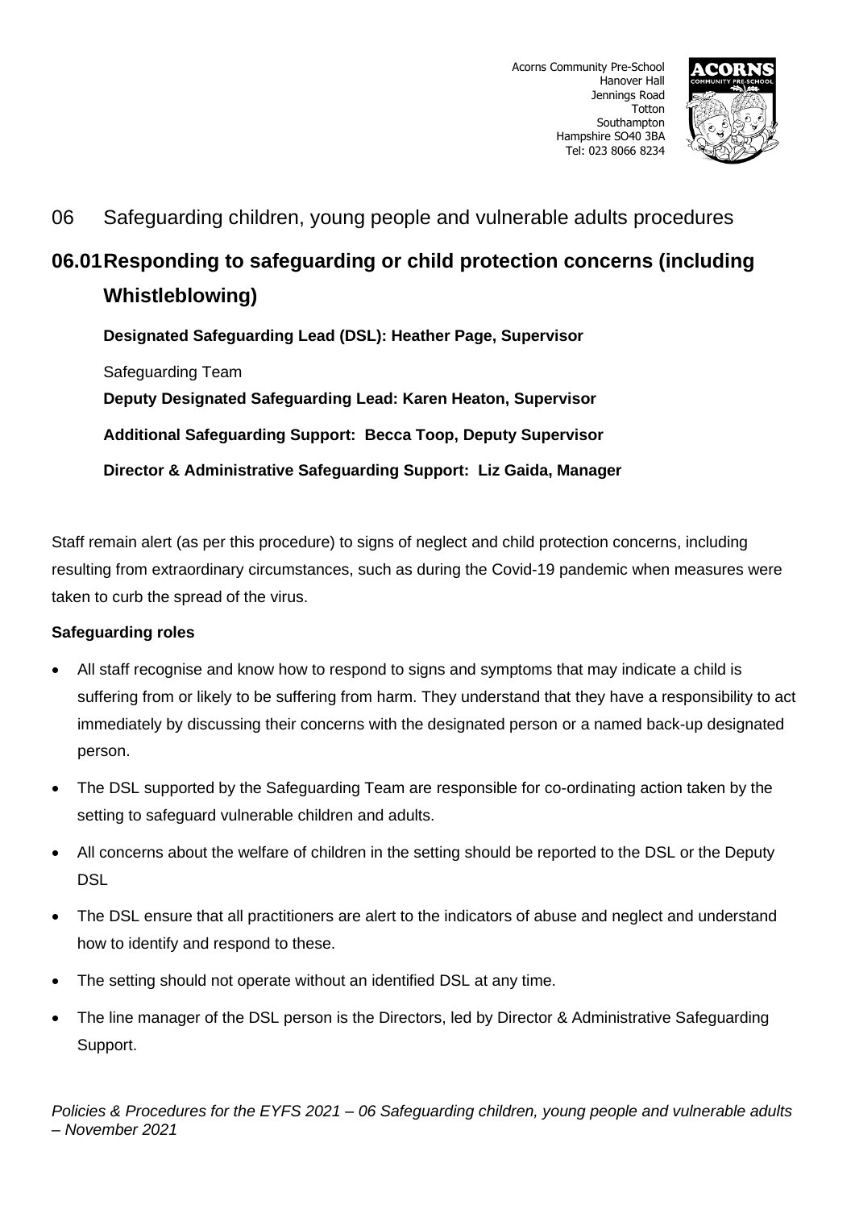# 06 Safeguarding children, young people and vulnerable adults procedures

## 06.01 Responding to safeguarding or child protection concerns (including Whistleblowing)

**Designated Safeguarding Lead (DSL): Heather Page, Supervisor**

Safeguarding Team

**Deputy Designated Safeguarding Lead: Karen Heaton, Supervisor**

**Additional Safeguarding Support: Becca Toop, Deputy Supervisor**

**Director & Administrative Safeguarding Support: Liz Gaida, Manager**

Staff remain alert (as per this procedure) to signs of neglect and child protection concerns, including resulting from extraordinary circumstances, such as during the Covid-19 pandemic when measures were taken to curb the spread of the virus.

**Safeguarding roles**

- All staff recognise and know how to respond to signs and symptoms that may indicate a child is suffering from or likely to be suffering from harm. They understand that they have a responsibility to act immediately by discussing their concerns with the designated person or a named back-up designated person.
- The DSL supported by the Safeguarding Team are responsible for co-ordinating action taken by the setting to safeguard vulnerable children and adults.
- All concerns about the welfare of children in the setting should be reported to the DSL or the Deputy DSL
- The DSL ensure that all practitioners are alert to the indicators of abuse and neglect and understand how to identify and respond to these.
- The setting should not operate without an identified DSL at any time.
- The line manager of the DSL person is the Directors, led by Director & Administrative Safeguarding Support.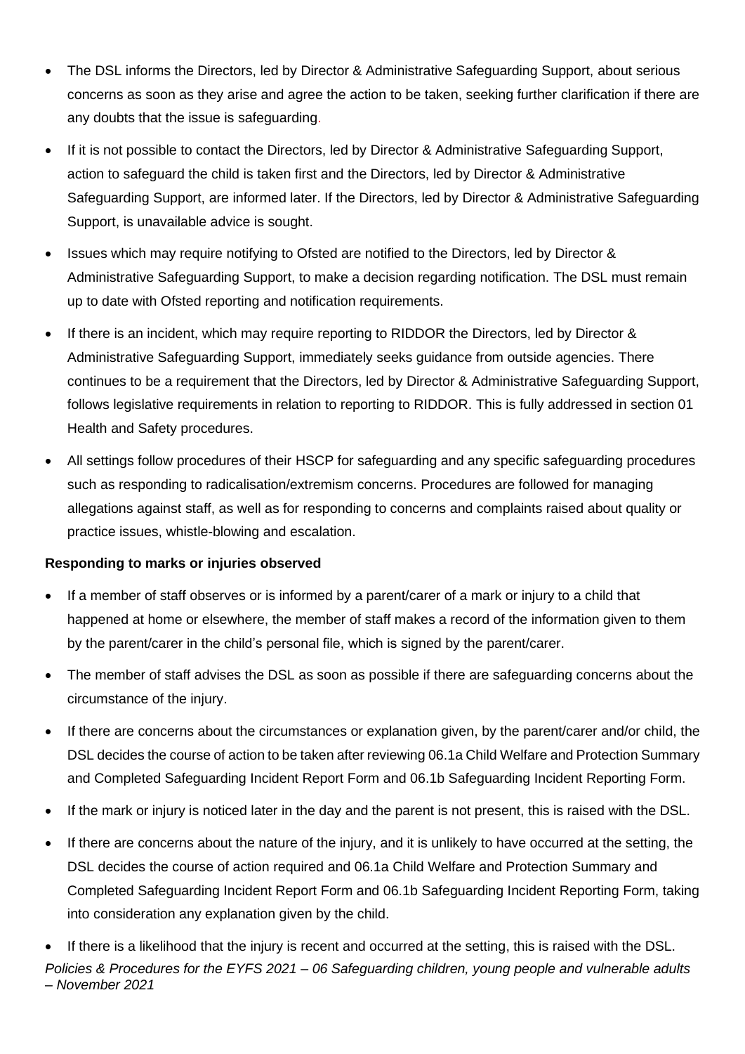- The DSL informs the Directors, led by Director & Administrative Safeguarding Support, about serious concerns as soon as they arise and agree the action to be taken, seeking further clarification if there are any doubts that the issue is safeguarding.
- If it is not possible to contact the Directors, led by Director & Administrative Safeguarding Support, action to safeguard the child is taken first and the Directors, led by Director & Administrative Safeguarding Support, are informed later. If the Directors, led by Director & Administrative Safeguarding Support, is unavailable advice is sought.
- Issues which may require notifying to Ofsted are notified to the Directors, led by Director & Administrative Safeguarding Support, to make a decision regarding notification. The DSL must remain up to date with Ofsted reporting and notification requirements.
- If there is an incident, which may require reporting to RIDDOR the Directors, led by Director & Administrative Safeguarding Support, immediately seeks guidance from outside agencies. There continues to be a requirement that the Directors, led by Director & Administrative Safeguarding Support, follows legislative requirements in relation to reporting to RIDDOR. This is fully addressed in section 01 Health and Safety procedures.
- All settings follow procedures of their HSCP for safeguarding and any specific safeguarding procedures such as responding to radicalisation/extremism concerns. Procedures are followed for managing allegations against staff, as well as for responding to concerns and complaints raised about quality or practice issues, whistle-blowing and escalation.

**Responding to marks or injuries observed**

- If a member of staff observes or is informed by a parent/carer of a mark or injury to a child that happened at home or elsewhere, the member of staff makes a record of the information given to them by the parent/carer in the child's personal file, which is signed by the parent/carer.
- The member of staff advises the DSL as soon as possible if there are safeguarding concerns about the circumstance of the injury.
- If there are concerns about the circumstances or explanation given, by the parent/carer and/or child, the DSL decides the course of action to be taken after reviewing 06.1a Child Welfare and Protection Summary and Completed Safeguarding Incident Report Form and 06.1b Safeguarding Incident Reporting Form.
- If the mark or injury is noticed later in the day and the parent is not present, this is raised with the DSL.
- If there are concerns about the nature of the injury, and it is unlikely to have occurred at the setting, the DSL decides the course of action required and 06.1a Child Welfare and Protection Summary and Completed Safeguarding Incident Report Form and 06.1b Safeguarding Incident Reporting Form, taking into consideration any explanation given by the child.
- If there is a likelihood that the injury is recent and occurred at the setting, this is raised with the DSL.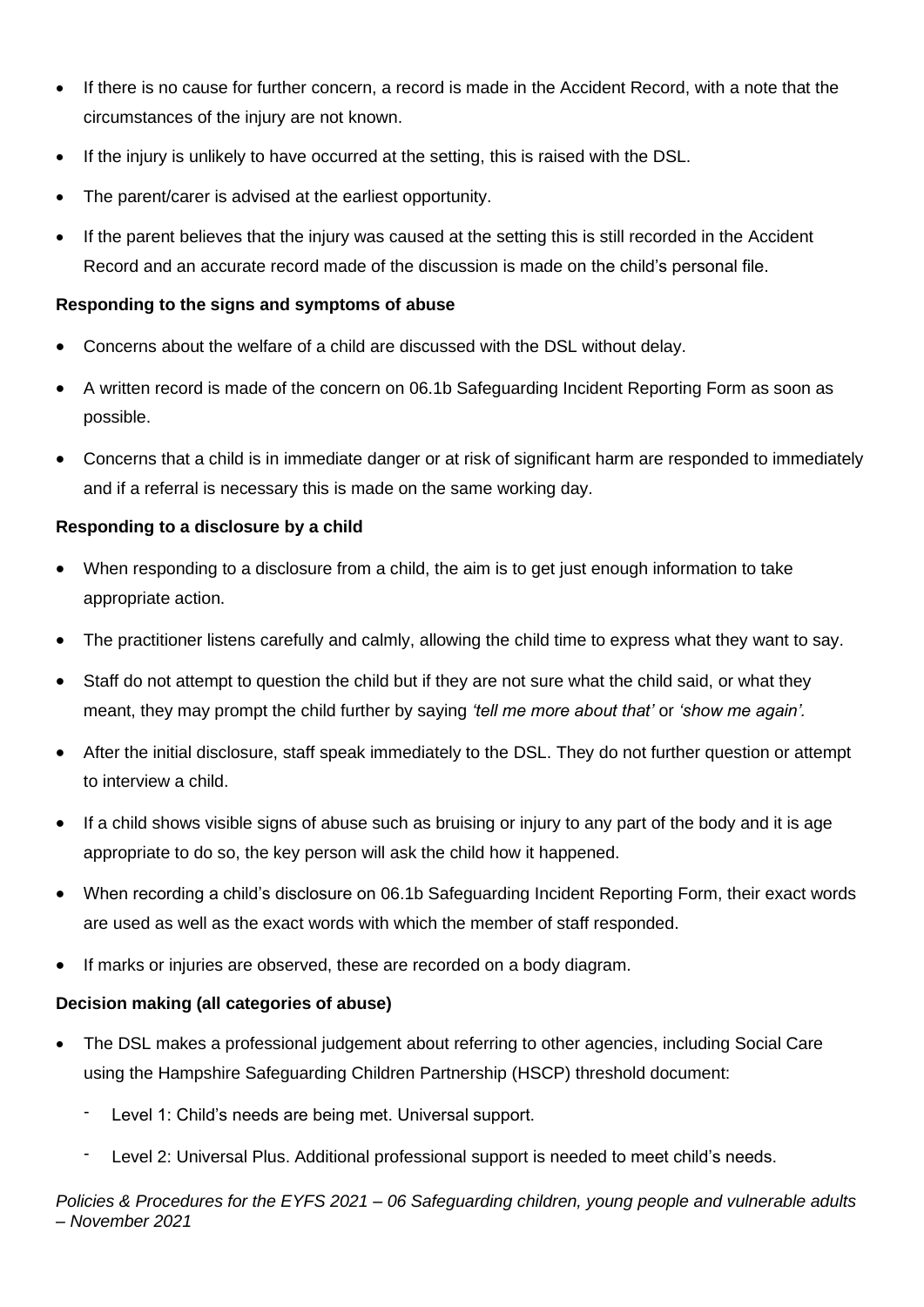- If there is no cause for further concern, a record is made in the Accident Record, with a note that the circumstances of the injury are not known.
- If the injury is unlikely to have occurred at the setting, this is raised with the DSL.
- The parent/carer is advised at the earliest opportunity.
- If the parent believes that the injury was caused at the setting this is still recorded in the Accident Record and an accurate record made of the discussion is made on the child's personal file.

**Responding to the signs and symptoms of abuse**

- Concerns about the welfare of a child are discussed with the DSL without delay.
- A written record is made of the concern on 06.1b Safeguarding Incident Reporting Form as soon as possible.
- Concerns that a child is in immediate danger or at risk of significant harm are responded to immediately and if a referral is necessary this is made on the same working day.

**Responding to a disclosure by a child**

- When responding to a disclosure from a child, the aim is to get just enough information to take appropriate action.
- The practitioner listens carefully and calmly, allowing the child time to express what they want to say.
- Staff do not attempt to question the child but if they are not sure what the child said, or what they meant, they may prompt the child further by saying *'tell me more about that'* or *'show me again'.*
- After the initial disclosure, staff speak immediately to the DSL. They do not further question or attempt to interview a child.
- If a child shows visible signs of abuse such as bruising or injury to any part of the body and it is age appropriate to do so, the key person will ask the child how it happened.
- When recording a child's disclosure on 06.1b Safeguarding Incident Reporting Form, their exact words are used as well as the exact words with which the member of staff responded.
- If marks or injuries are observed, these are recorded on a body diagram.

**Decision making (all categories of abuse)**

- The DSL makes a professional judgement about referring to other agencies, including Social Care using the Hampshire Safeguarding Children Partnership (HSCP) threshold document:
  - Level 1: Child's needs are being met. Universal support.
  - Level 2: Universal Plus. Additional professional support is needed to meet child's needs.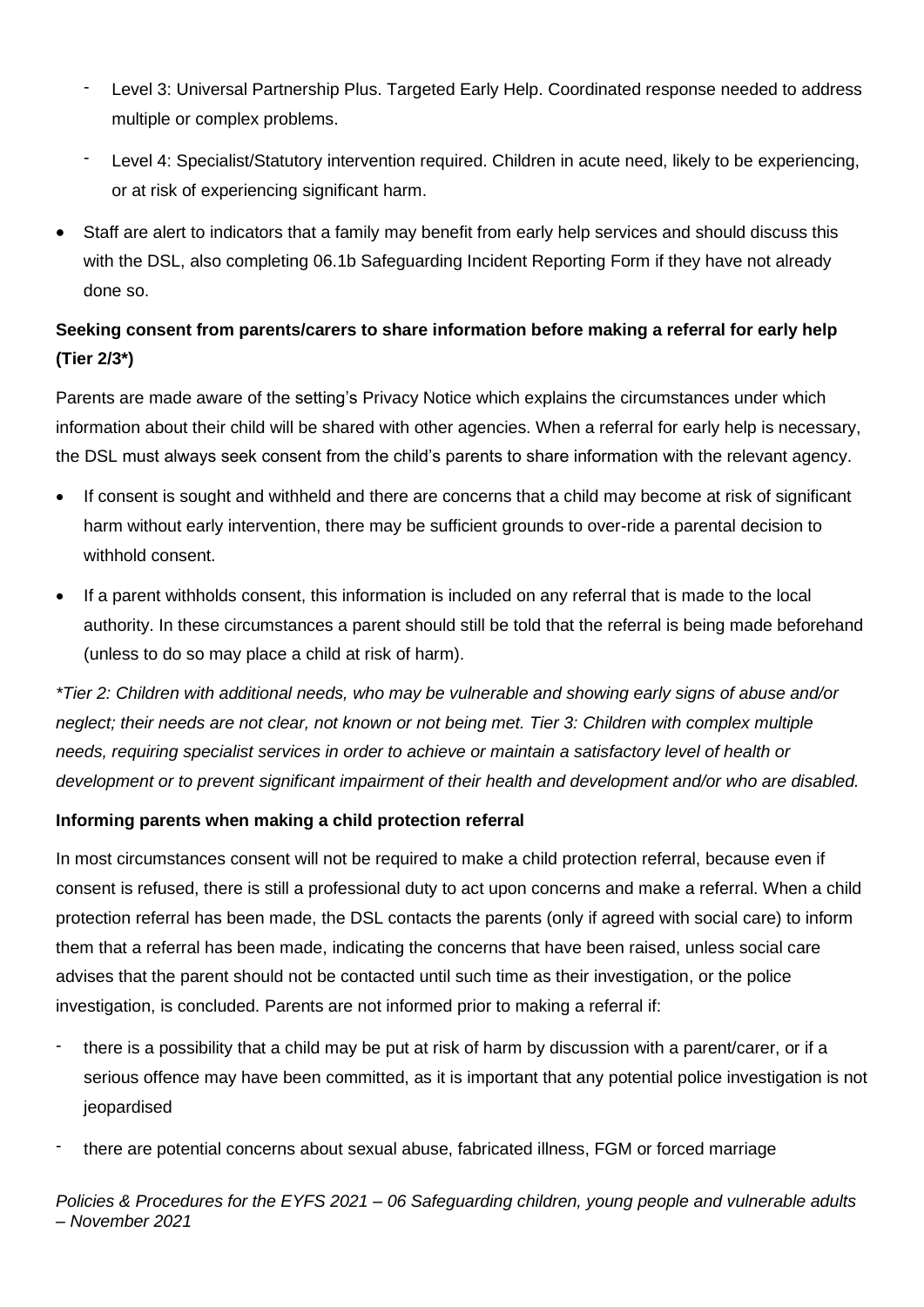- Level 3: Universal Partnership Plus. Targeted Early Help. Coordinated response needed to address multiple or complex problems.
- Level 4: Specialist/Statutory intervention required. Children in acute need, likely to be experiencing, or at risk of experiencing significant harm.

- Staff are alert to indicators that a family may benefit from early help services and should discuss this with the DSL, also completing 06.1b Safeguarding Incident Reporting Form if they have not already done so.

**Seeking consent from parents/carers to share information before making a referral for early help (Tier 2/3*)**

Parents are made aware of the setting's Privacy Notice which explains the circumstances under which information about their child will be shared with other agencies. When a referral for early help is necessary, the DSL must always seek consent from the child's parents to share information with the relevant agency.

- If consent is sought and withheld and there are concerns that a child may become at risk of significant harm without early intervention, there may be sufficient grounds to over-ride a parental decision to withhold consent.
- If a parent withholds consent, this information is included on any referral that is made to the local authority. In these circumstances a parent should still be told that the referral is being made beforehand (unless to do so may place a child at risk of harm).

*\*Tier 2: Children with additional needs, who may be vulnerable and showing early signs of abuse and/or neglect; their needs are not clear, not known or not being met. Tier 3: Children with complex multiple needs, requiring specialist services in order to achieve or maintain a satisfactory level of health or development or to prevent significant impairment of their health and development and/or who are disabled.*

**Informing parents when making a child protection referral**

In most circumstances consent will not be required to make a child protection referral, because even if consent is refused, there is still a professional duty to act upon concerns and make a referral. When a child protection referral has been made, the DSL contacts the parents (only if agreed with social care) to inform them that a referral has been made, indicating the concerns that have been raised, unless social care advises that the parent should not be contacted until such time as their investigation, or the police investigation, is concluded. Parents are not informed prior to making a referral if:

- there is a possibility that a child may be put at risk of harm by discussion with a parent/carer, or if a serious offence may have been committed, as it is important that any potential police investigation is not jeopardised
- there are potential concerns about sexual abuse, fabricated illness, FGM or forced marriage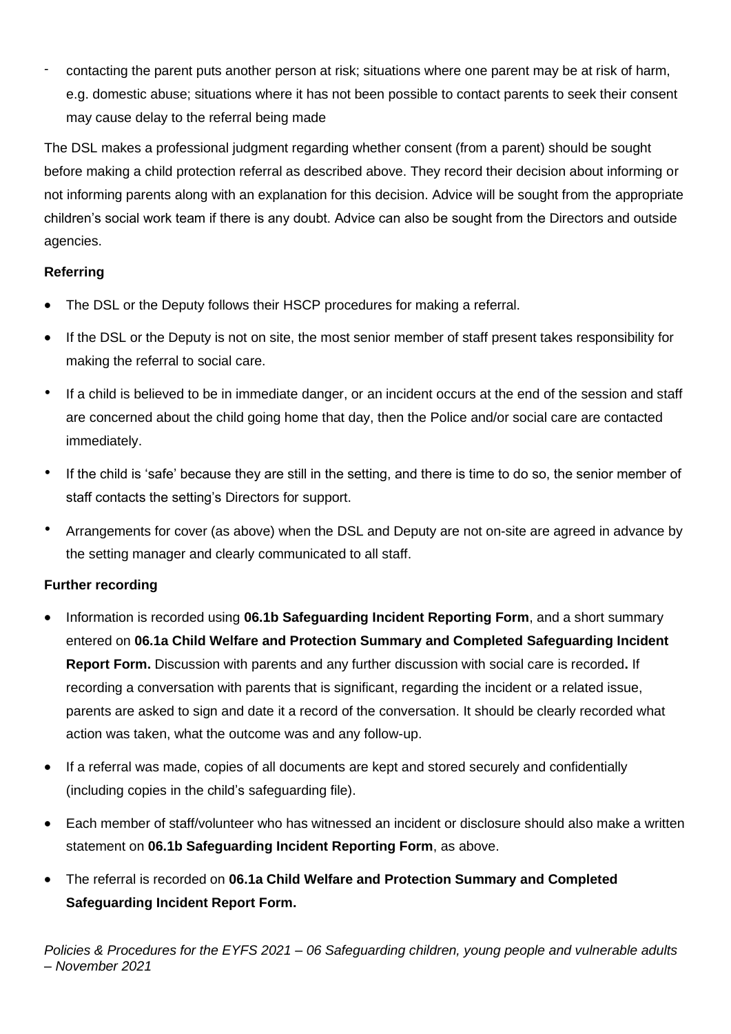- contacting the parent puts another person at risk; situations where one parent may be at risk of harm, e.g. domestic abuse; situations where it has not been possible to contact parents to seek their consent may cause delay to the referral being made

The DSL makes a professional judgment regarding whether consent (from a parent) should be sought before making a child protection referral as described above. They record their decision about informing or not informing parents along with an explanation for this decision. Advice will be sought from the appropriate children's social work team if there is any doubt. Advice can also be sought from the Directors and outside agencies.

**Referring**

- The DSL or the Deputy follows their HSCP procedures for making a referral.
- If the DSL or the Deputy is not on site, the most senior member of staff present takes responsibility for making the referral to social care.
- If a child is believed to be in immediate danger, or an incident occurs at the end of the session and staff are concerned about the child going home that day, then the Police and/or social care are contacted immediately.
- If the child is 'safe' because they are still in the setting, and there is time to do so, the senior member of staff contacts the setting's Directors for support.
- Arrangements for cover (as above) when the DSL and Deputy are not on-site are agreed in advance by the setting manager and clearly communicated to all staff.

**Further recording**

- Information is recorded using **06.1b Safeguarding Incident Reporting Form**, and a short summary entered on **06.1a Child Welfare and Protection Summary and Completed Safeguarding Incident Report Form.** Discussion with parents and any further discussion with social care is recorded**.** If recording a conversation with parents that is significant, regarding the incident or a related issue, parents are asked to sign and date it a record of the conversation. It should be clearly recorded what action was taken, what the outcome was and any follow-up.
- If a referral was made, copies of all documents are kept and stored securely and confidentially (including copies in the child's safeguarding file).
- Each member of staff/volunteer who has witnessed an incident or disclosure should also make a written statement on **06.1b Safeguarding Incident Reporting Form**, as above.
- The referral is recorded on **06.1a Child Welfare and Protection Summary and Completed Safeguarding Incident Report Form.**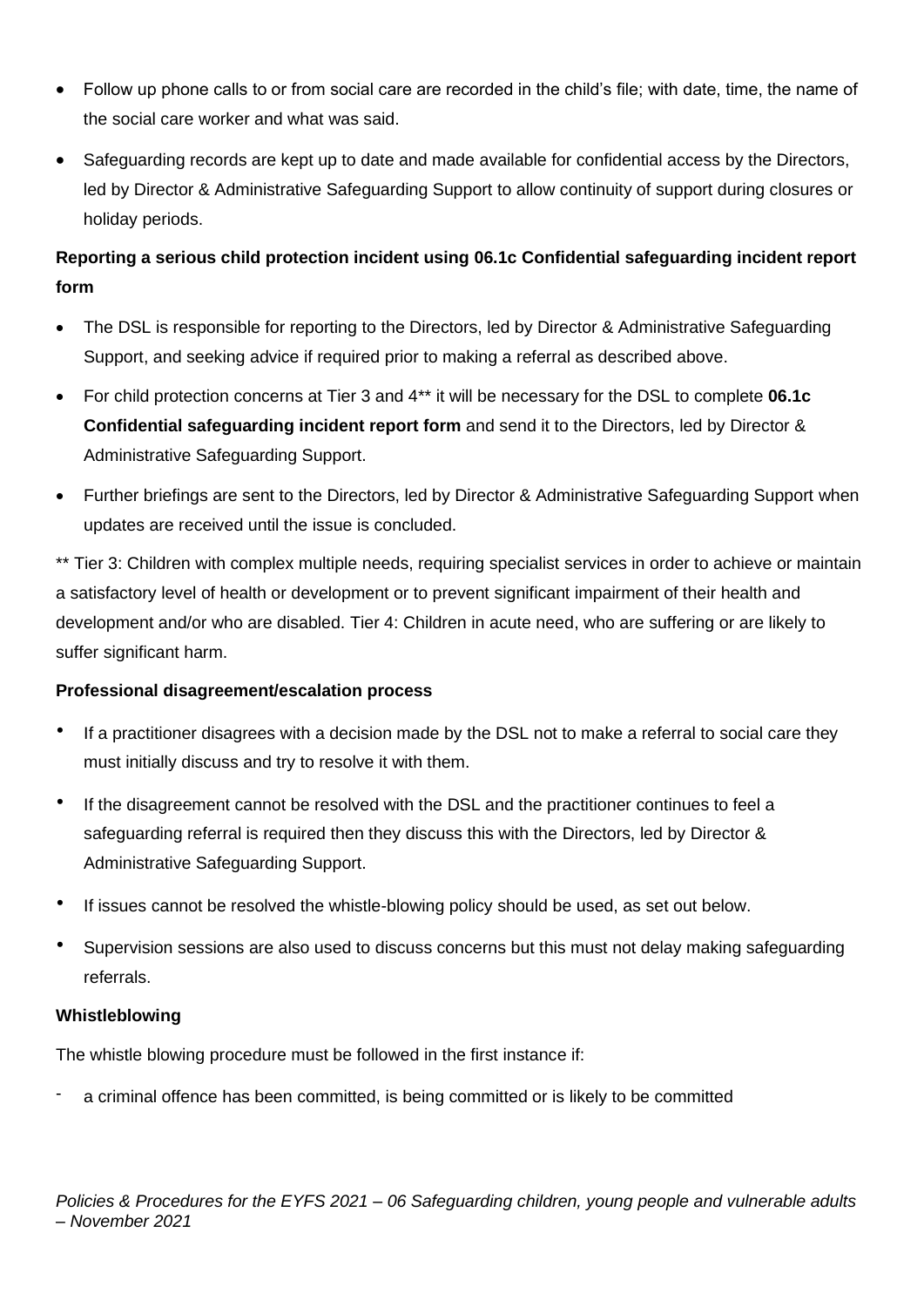- Follow up phone calls to or from social care are recorded in the child's file; with date, time, the name of the social care worker and what was said.
- Safeguarding records are kept up to date and made available for confidential access by the Directors, led by Director & Administrative Safeguarding Support to allow continuity of support during closures or holiday periods.

**Reporting a serious child protection incident using 06.1c Confidential safeguarding incident report form**

- The DSL is responsible for reporting to the Directors, led by Director & Administrative Safeguarding Support, and seeking advice if required prior to making a referral as described above.
- For child protection concerns at Tier 3 and 4** it will be necessary for the DSL to complete **06.1c Confidential safeguarding incident report form** and send it to the Directors, led by Director & Administrative Safeguarding Support.
- Further briefings are sent to the Directors, led by Director & Administrative Safeguarding Support when updates are received until the issue is concluded.

** Tier 3: Children with complex multiple needs, requiring specialist services in order to achieve or maintain a satisfactory level of health or development or to prevent significant impairment of their health and development and/or who are disabled. Tier 4: Children in acute need, who are suffering or are likely to suffer significant harm.

**Professional disagreement/escalation process**

- If a practitioner disagrees with a decision made by the DSL not to make a referral to social care they must initially discuss and try to resolve it with them.
- If the disagreement cannot be resolved with the DSL and the practitioner continues to feel a safeguarding referral is required then they discuss this with the Directors, led by Director & Administrative Safeguarding Support.
- If issues cannot be resolved the whistle-blowing policy should be used, as set out below.
- Supervision sessions are also used to discuss concerns but this must not delay making safeguarding referrals.

**Whistleblowing**

The whistle blowing procedure must be followed in the first instance if:

- a criminal offence has been committed, is being committed or is likely to be committed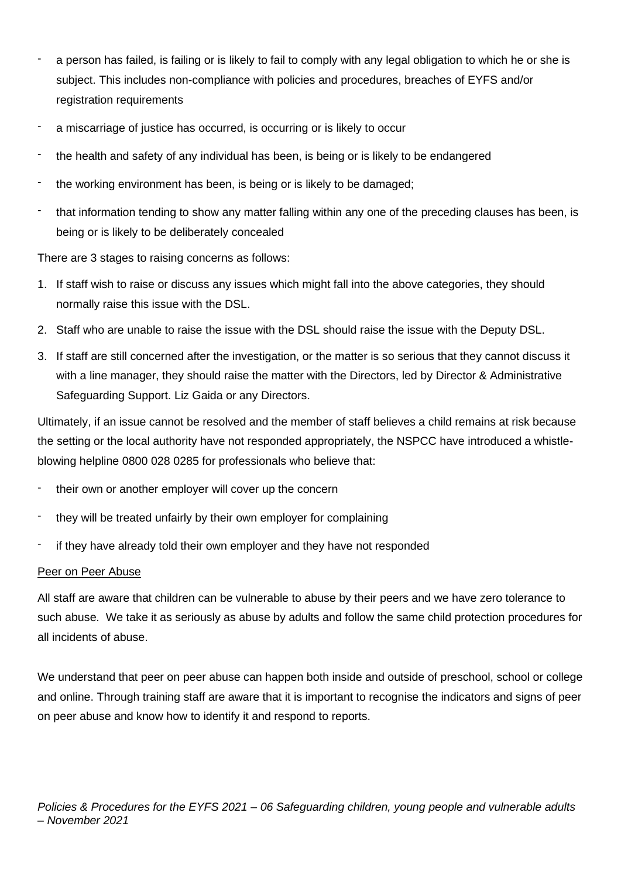- a person has failed, is failing or is likely to fail to comply with any legal obligation to which he or she is subject. This includes non-compliance with policies and procedures, breaches of EYFS and/or registration requirements
- a miscarriage of justice has occurred, is occurring or is likely to occur
- the health and safety of any individual has been, is being or is likely to be endangered
- the working environment has been, is being or is likely to be damaged;
- that information tending to show any matter falling within any one of the preceding clauses has been, is being or is likely to be deliberately concealed

There are 3 stages to raising concerns as follows:

1. If staff wish to raise or discuss any issues which might fall into the above categories, they should normally raise this issue with the DSL.
2. Staff who are unable to raise the issue with the DSL should raise the issue with the Deputy DSL.
3. If staff are still concerned after the investigation, or the matter is so serious that they cannot discuss it with a line manager, they should raise the matter with the Directors, led by Director & Administrative Safeguarding Support. Liz Gaida or any Directors.

Ultimately, if an issue cannot be resolved and the member of staff believes a child remains at risk because the setting or the local authority have not responded appropriately, the NSPCC have introduced a whistle-blowing helpline 0800 028 0285 for professionals who believe that:

- their own or another employer will cover up the concern
- they will be treated unfairly by their own employer for complaining
- if they have already told their own employer and they have not responded

Peer on Peer Abuse

All staff are aware that children can be vulnerable to abuse by their peers and we have zero tolerance to such abuse. We take it as seriously as abuse by adults and follow the same child protection procedures for all incidents of abuse.

We understand that peer on peer abuse can happen both inside and outside of preschool, school or college and online. Through training staff are aware that it is important to recognise the indicators and signs of peer on peer abuse and know how to identify it and respond to reports.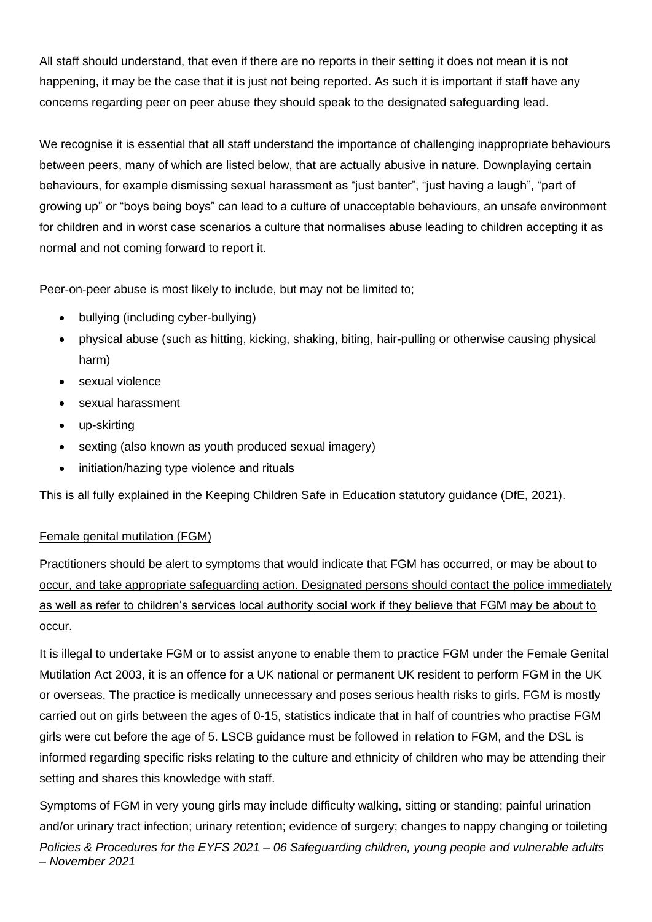All staff should understand, that even if there are no reports in their setting it does not mean it is not happening, it may be the case that it is just not being reported. As such it is important if staff have any concerns regarding peer on peer abuse they should speak to the designated safeguarding lead.

We recognise it is essential that all staff understand the importance of challenging inappropriate behaviours between peers, many of which are listed below, that are actually abusive in nature. Downplaying certain behaviours, for example dismissing sexual harassment as "just banter", "just having a laugh", "part of growing up" or "boys being boys" can lead to a culture of unacceptable behaviours, an unsafe environment for children and in worst case scenarios a culture that normalises abuse leading to children accepting it as normal and not coming forward to report it.

Peer-on-peer abuse is most likely to include, but may not be limited to;

- bullying (including cyber-bullying)
- physical abuse (such as hitting, kicking, shaking, biting, hair-pulling or otherwise causing physical harm)
- sexual violence
- sexual harassment
- up-skirting
- sexting (also known as youth produced sexual imagery)
- initiation/hazing type violence and rituals

This is all fully explained in the Keeping Children Safe in Education statutory guidance (DfE, 2021).

<u>Female genital mutilation (FGM)</u>

<u>Practitioners should be alert to symptoms that would indicate that FGM has occurred, or may be about to occur, and take appropriate safeguarding action. Designated persons should contact the police immediately as well as refer to children's services local authority social work if they believe that FGM may be about to occur.</u>

<u>It is illegal to undertake FGM or to assist anyone to enable them to practice FGM</u> under the Female Genital Mutilation Act 2003, it is an offence for a UK national or permanent UK resident to perform FGM in the UK or overseas. The practice is medically unnecessary and poses serious health risks to girls. FGM is mostly carried out on girls between the ages of 0-15, statistics indicate that in half of countries who practise FGM girls were cut before the age of 5. LSCB guidance must be followed in relation to FGM, and the DSL is informed regarding specific risks relating to the culture and ethnicity of children who may be attending their setting and shares this knowledge with staff.

Symptoms of FGM in very young girls may include difficulty walking, sitting or standing; painful urination and/or urinary tract infection; urinary retention; evidence of surgery; changes to nappy changing or toileting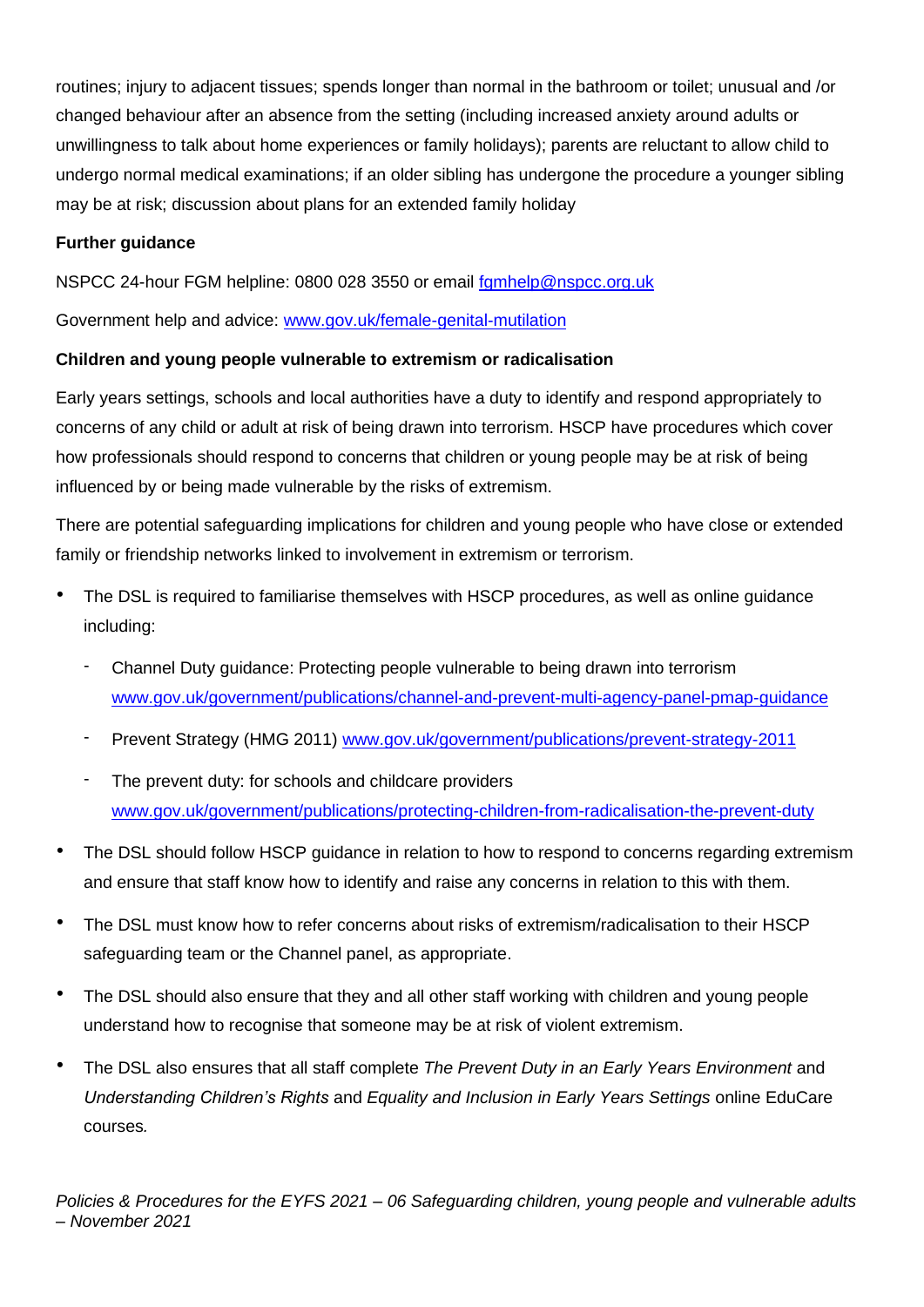routines; injury to adjacent tissues; spends longer than normal in the bathroom or toilet; unusual and /or changed behaviour after an absence from the setting (including increased anxiety around adults or unwillingness to talk about home experiences or family holidays); parents are reluctant to allow child to undergo normal medical examinations; if an older sibling has undergone the procedure a younger sibling may be at risk; discussion about plans for an extended family holiday

**Further guidance**

NSPCC 24-hour FGM helpline: 0800 028 3550 or email fgmhelp@nspcc.org.uk

Government help and advice: www.gov.uk/female-genital-mutilation

**Children and young people vulnerable to extremism or radicalisation**

Early years settings, schools and local authorities have a duty to identify and respond appropriately to concerns of any child or adult at risk of being drawn into terrorism. HSCP have procedures which cover how professionals should respond to concerns that children or young people may be at risk of being influenced by or being made vulnerable by the risks of extremism.

There are potential safeguarding implications for children and young people who have close or extended family or friendship networks linked to involvement in extremism or terrorism.

- The DSL is required to familiarise themselves with HSCP procedures, as well as online guidance including:
  - Channel Duty guidance: Protecting people vulnerable to being drawn into terrorism www.gov.uk/government/publications/channel-and-prevent-multi-agency-panel-pmap-guidance
  - Prevent Strategy (HMG 2011) www.gov.uk/government/publications/prevent-strategy-2011
  - The prevent duty: for schools and childcare providers www.gov.uk/government/publications/protecting-children-from-radicalisation-the-prevent-duty
- The DSL should follow HSCP guidance in relation to how to respond to concerns regarding extremism and ensure that staff know how to identify and raise any concerns in relation to this with them.
- The DSL must know how to refer concerns about risks of extremism/radicalisation to their HSCP safeguarding team or the Channel panel, as appropriate.
- The DSL should also ensure that they and all other staff working with children and young people understand how to recognise that someone may be at risk of violent extremism.
- The DSL also ensures that all staff complete *The Prevent Duty in an Early Years Environment* and *Understanding Children's Rights* and *Equality and Inclusion in Early Years Settings* online EduCare courses*.*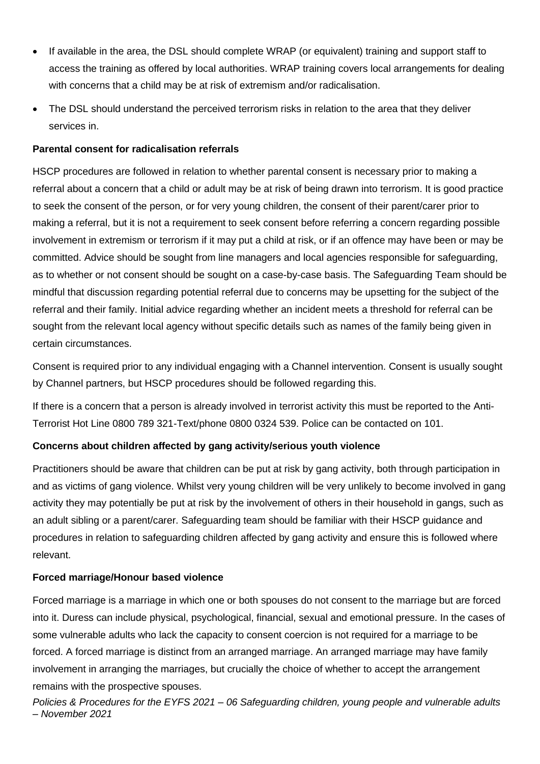- If available in the area, the DSL should complete WRAP (or equivalent) training and support staff to access the training as offered by local authorities. WRAP training covers local arrangements for dealing with concerns that a child may be at risk of extremism and/or radicalisation.
- The DSL should understand the perceived terrorism risks in relation to the area that they deliver services in.

**Parental consent for radicalisation referrals**

HSCP procedures are followed in relation to whether parental consent is necessary prior to making a referral about a concern that a child or adult may be at risk of being drawn into terrorism. It is good practice to seek the consent of the person, or for very young children, the consent of their parent/carer prior to making a referral, but it is not a requirement to seek consent before referring a concern regarding possible involvement in extremism or terrorism if it may put a child at risk, or if an offence may have been or may be committed. Advice should be sought from line managers and local agencies responsible for safeguarding, as to whether or not consent should be sought on a case-by-case basis. The Safeguarding Team should be mindful that discussion regarding potential referral due to concerns may be upsetting for the subject of the referral and their family. Initial advice regarding whether an incident meets a threshold for referral can be sought from the relevant local agency without specific details such as names of the family being given in certain circumstances.

Consent is required prior to any individual engaging with a Channel intervention. Consent is usually sought by Channel partners, but HSCP procedures should be followed regarding this.

If there is a concern that a person is already involved in terrorist activity this must be reported to the Anti-Terrorist Hot Line 0800 789 321-Text/phone 0800 0324 539. Police can be contacted on 101.

**Concerns about children affected by gang activity/serious youth violence**

Practitioners should be aware that children can be put at risk by gang activity, both through participation in and as victims of gang violence. Whilst very young children will be very unlikely to become involved in gang activity they may potentially be put at risk by the involvement of others in their household in gangs, such as an adult sibling or a parent/carer. Safeguarding team should be familiar with their HSCP guidance and procedures in relation to safeguarding children affected by gang activity and ensure this is followed where relevant.

**Forced marriage/Honour based violence**

Forced marriage is a marriage in which one or both spouses do not consent to the marriage but are forced into it. Duress can include physical, psychological, financial, sexual and emotional pressure. In the cases of some vulnerable adults who lack the capacity to consent coercion is not required for a marriage to be forced. A forced marriage is distinct from an arranged marriage. An arranged marriage may have family involvement in arranging the marriages, but crucially the choice of whether to accept the arrangement remains with the prospective spouses.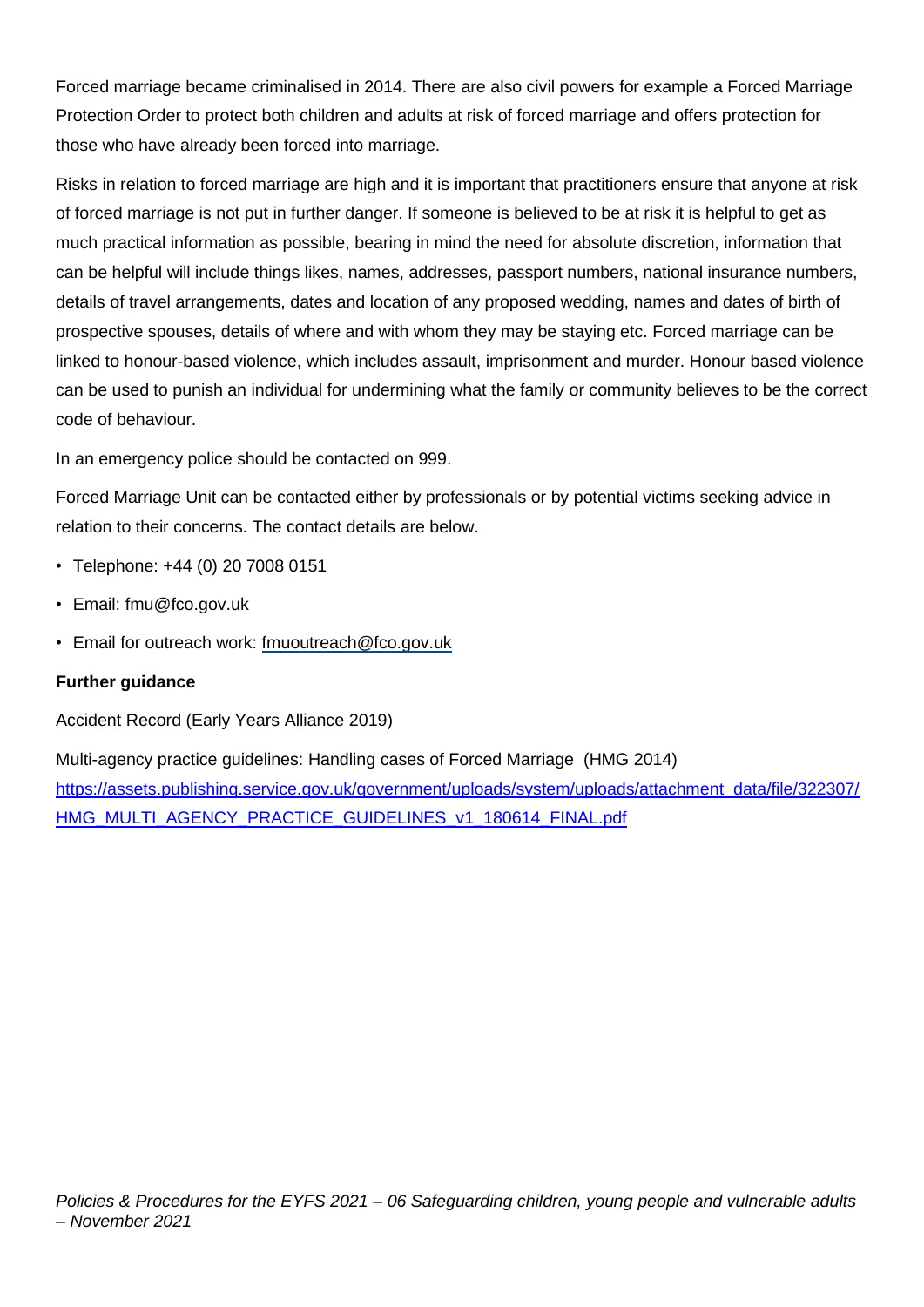Forced marriage became criminalised in 2014. There are also civil powers for example a Forced Marriage Protection Order to protect both children and adults at risk of forced marriage and offers protection for those who have already been forced into marriage.

Risks in relation to forced marriage are high and it is important that practitioners ensure that anyone at risk of forced marriage is not put in further danger. If someone is believed to be at risk it is helpful to get as much practical information as possible, bearing in mind the need for absolute discretion, information that can be helpful will include things likes, names, addresses, passport numbers, national insurance numbers, details of travel arrangements, dates and location of any proposed wedding, names and dates of birth of prospective spouses, details of where and with whom they may be staying etc. Forced marriage can be linked to honour-based violence, which includes assault, imprisonment and murder. Honour based violence can be used to punish an individual for undermining what the family or community believes to be the correct code of behaviour.

In an emergency police should be contacted on 999.

Forced Marriage Unit can be contacted either by professionals or by potential victims seeking advice in relation to their concerns. The contact details are below.

- Telephone: +44 (0) 20 7008 0151
- Email: fmu@fco.gov.uk
- Email for outreach work: fmuoutreach@fco.gov.uk

**Further guidance**

Accident Record (Early Years Alliance 2019)

Multi-agency practice guidelines: Handling cases of Forced Marriage (HMG 2014)
https://assets.publishing.service.gov.uk/government/uploads/system/uploads/attachment_data/file/322307/HMG_MULTI_AGENCY_PRACTICE_GUIDELINES_v1_180614_FINAL.pdf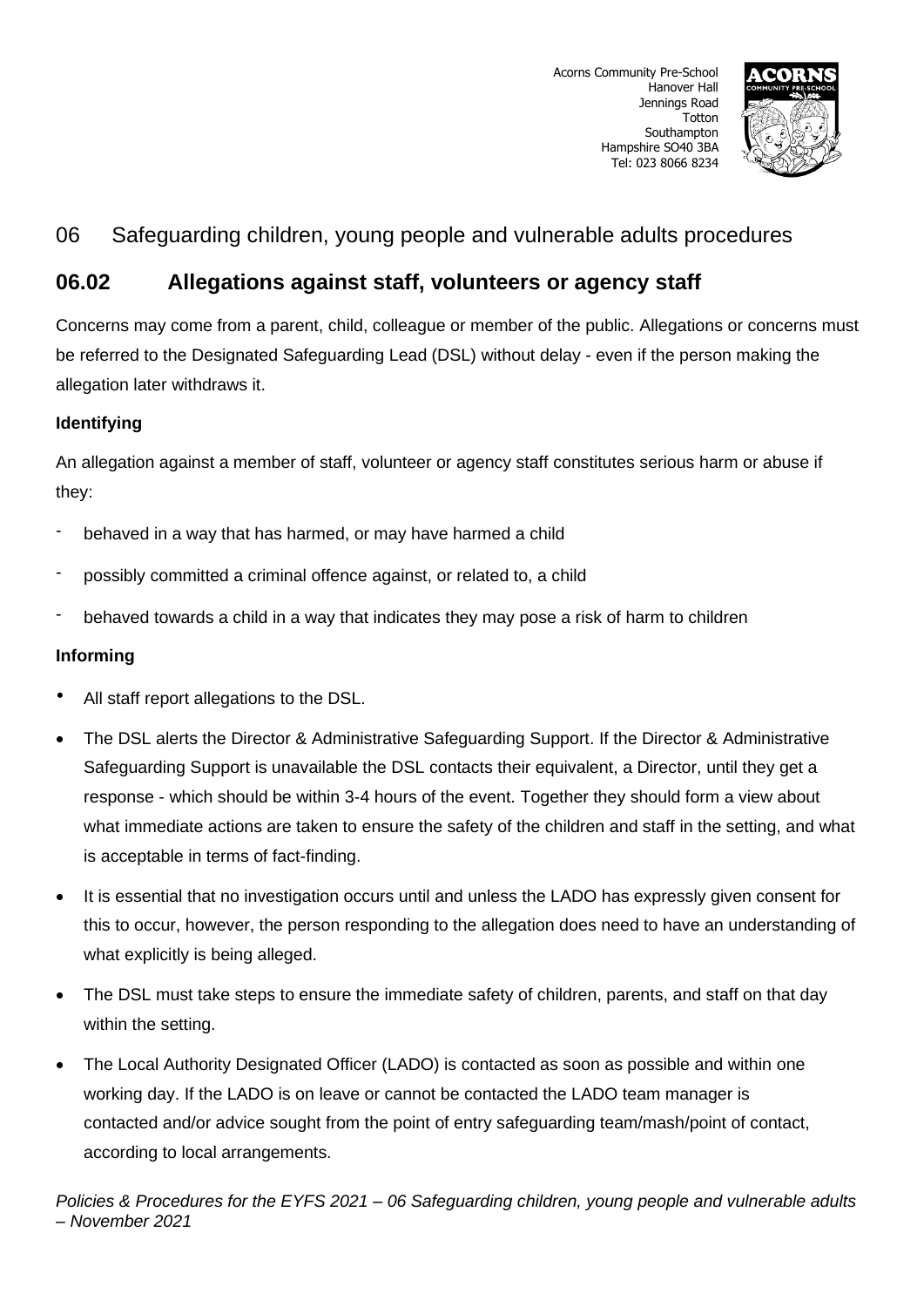Acorns Community Pre-School
Hanover Hall
Jennings Road
Totton
Southampton
Hampshire SO40 3BA
Tel: 023 8066 8234

# 06 Safeguarding children, young people and vulnerable adults procedures

## 06.02 Allegations against staff, volunteers or agency staff

Concerns may come from a parent, child, colleague or member of the public. Allegations or concerns must be referred to the Designated Safeguarding Lead (DSL) without delay - even if the person making the allegation later withdraws it.

**Identifying**

An allegation against a member of staff, volunteer or agency staff constitutes serious harm or abuse if they:

- behaved in a way that has harmed, or may have harmed a child
- possibly committed a criminal offence against, or related to, a child
- behaved towards a child in a way that indicates they may pose a risk of harm to children

**Informing**

- All staff report allegations to the DSL.
- The DSL alerts the Director & Administrative Safeguarding Support. If the Director & Administrative Safeguarding Support is unavailable the DSL contacts their equivalent, a Director, until they get a response - which should be within 3-4 hours of the event. Together they should form a view about what immediate actions are taken to ensure the safety of the children and staff in the setting, and what is acceptable in terms of fact-finding.
- It is essential that no investigation occurs until and unless the LADO has expressly given consent for this to occur, however, the person responding to the allegation does need to have an understanding of what explicitly is being alleged.
- The DSL must take steps to ensure the immediate safety of children, parents, and staff on that day within the setting.
- The Local Authority Designated Officer (LADO) is contacted as soon as possible and within one working day. If the LADO is on leave or cannot be contacted the LADO team manager is contacted and/or advice sought from the point of entry safeguarding team/mash/point of contact, according to local arrangements.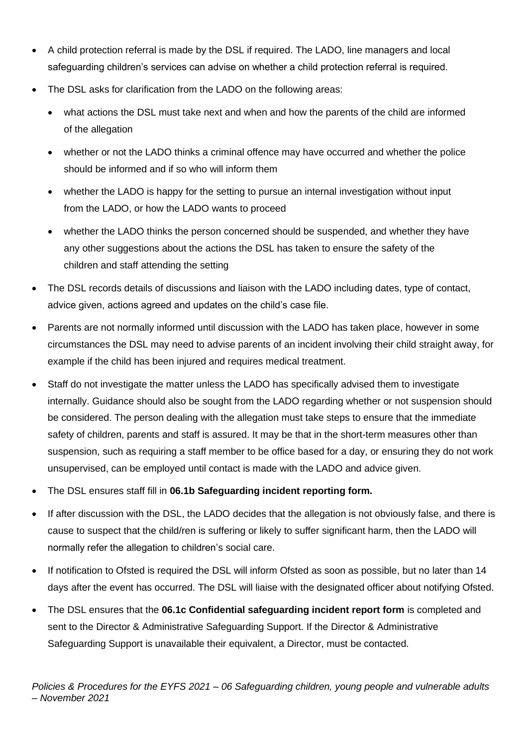- A child protection referral is made by the DSL if required. The LADO, line managers and local safeguarding children's services can advise on whether a child protection referral is required.
- The DSL asks for clarification from the LADO on the following areas:
  - what actions the DSL must take next and when and how the parents of the child are informed of the allegation
  - whether or not the LADO thinks a criminal offence may have occurred and whether the police should be informed and if so who will inform them
  - whether the LADO is happy for the setting to pursue an internal investigation without input from the LADO, or how the LADO wants to proceed
  - whether the LADO thinks the person concerned should be suspended, and whether they have any other suggestions about the actions the DSL has taken to ensure the safety of the children and staff attending the setting
- The DSL records details of discussions and liaison with the LADO including dates, type of contact, advice given, actions agreed and updates on the child's case file.
- Parents are not normally informed until discussion with the LADO has taken place, however in some circumstances the DSL may need to advise parents of an incident involving their child straight away, for example if the child has been injured and requires medical treatment.
- Staff do not investigate the matter unless the LADO has specifically advised them to investigate internally. Guidance should also be sought from the LADO regarding whether or not suspension should be considered. The person dealing with the allegation must take steps to ensure that the immediate safety of children, parents and staff is assured. It may be that in the short-term measures other than suspension, such as requiring a staff member to be office based for a day, or ensuring they do not work unsupervised, can be employed until contact is made with the LADO and advice given.
- The DSL ensures staff fill in **06.1b Safeguarding incident reporting form.**
- If after discussion with the DSL, the LADO decides that the allegation is not obviously false, and there is cause to suspect that the child/ren is suffering or likely to suffer significant harm, then the LADO will normally refer the allegation to children's social care.
- If notification to Ofsted is required the DSL will inform Ofsted as soon as possible, but no later than 14 days after the event has occurred. The DSL will liaise with the designated officer about notifying Ofsted.
- The DSL ensures that the **06.1c Confidential safeguarding incident report form** is completed and sent to the Director & Administrative Safeguarding Support. If the Director & Administrative Safeguarding Support is unavailable their equivalent, a Director, must be contacted.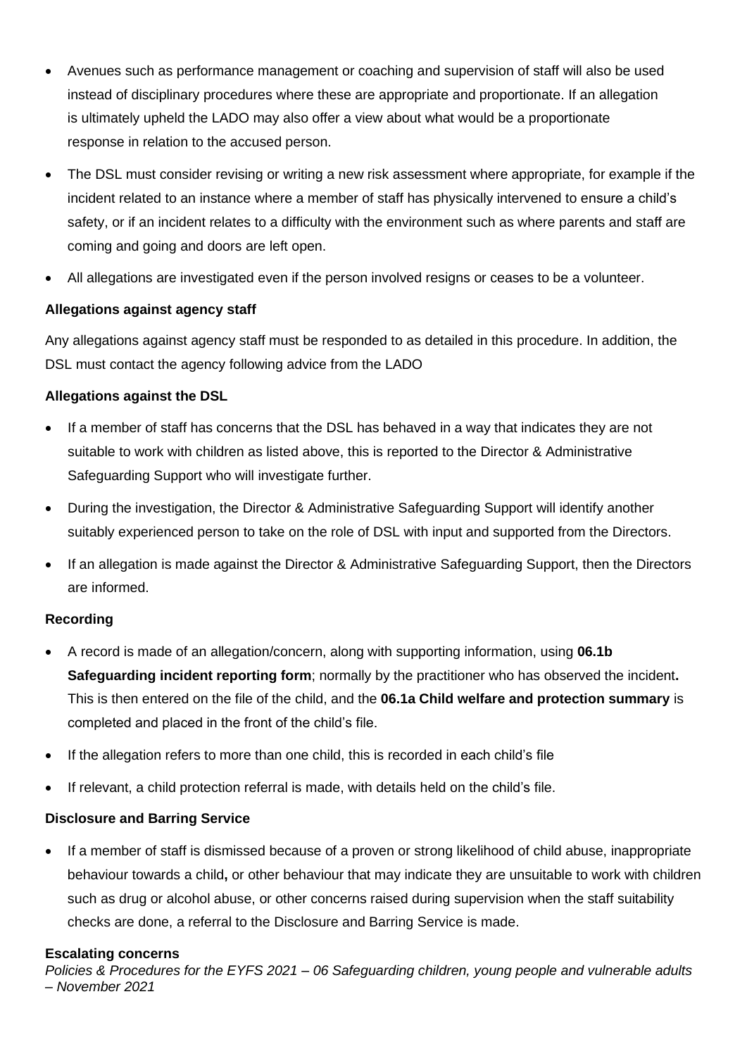- Avenues such as performance management or coaching and supervision of staff will also be used instead of disciplinary procedures where these are appropriate and proportionate. If an allegation is ultimately upheld the LADO may also offer a view about what would be a proportionate response in relation to the accused person.
- The DSL must consider revising or writing a new risk assessment where appropriate, for example if the incident related to an instance where a member of staff has physically intervened to ensure a child's safety, or if an incident relates to a difficulty with the environment such as where parents and staff are coming and going and doors are left open.
- All allegations are investigated even if the person involved resigns or ceases to be a volunteer.

**Allegations against agency staff**

Any allegations against agency staff must be responded to as detailed in this procedure. In addition, the DSL must contact the agency following advice from the LADO

**Allegations against the DSL**

- If a member of staff has concerns that the DSL has behaved in a way that indicates they are not suitable to work with children as listed above, this is reported to the Director & Administrative Safeguarding Support who will investigate further.
- During the investigation, the Director & Administrative Safeguarding Support will identify another suitably experienced person to take on the role of DSL with input and supported from the Directors.
- If an allegation is made against the Director & Administrative Safeguarding Support, then the Directors are informed.

**Recording**

- A record is made of an allegation/concern, along with supporting information, using **06.1b Safeguarding incident reporting form**; normally by the practitioner who has observed the incident**.** This is then entered on the file of the child, and the **06.1a Child welfare and protection summary** is completed and placed in the front of the child's file.
- If the allegation refers to more than one child, this is recorded in each child's file
- If relevant, a child protection referral is made, with details held on the child's file.

**Disclosure and Barring Service**

- If a member of staff is dismissed because of a proven or strong likelihood of child abuse, inappropriate behaviour towards a child**,** or other behaviour that may indicate they are unsuitable to work with children such as drug or alcohol abuse, or other concerns raised during supervision when the staff suitability checks are done, a referral to the Disclosure and Barring Service is made.

**Escalating concerns**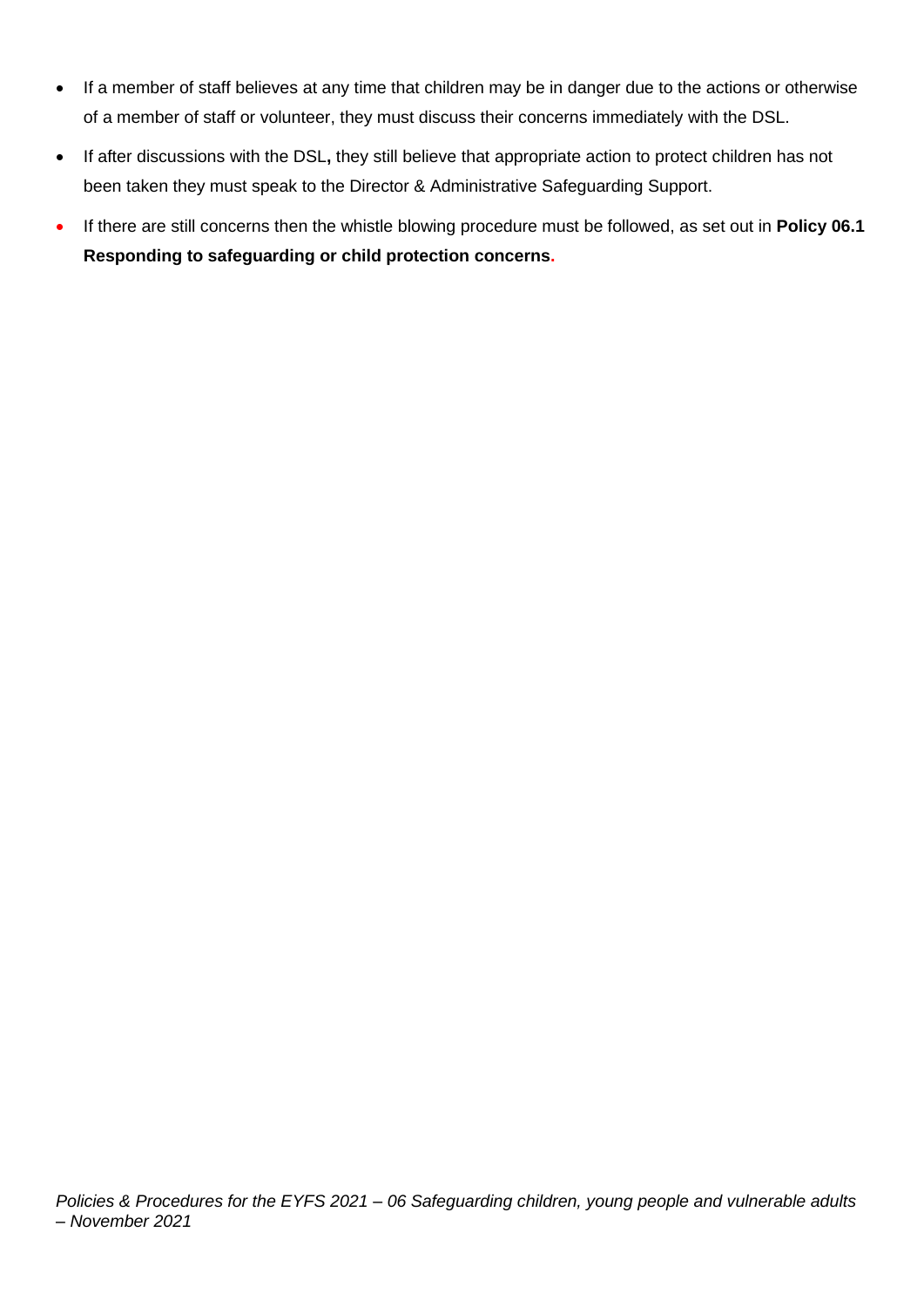- If a member of staff believes at any time that children may be in danger due to the actions or otherwise of a member of staff or volunteer, they must discuss their concerns immediately with the DSL.
- If after discussions with the DSL**,** they still believe that appropriate action to protect children has not been taken they must speak to the Director & Administrative Safeguarding Support.
- If there are still concerns then the whistle blowing procedure must be followed, as set out in **Policy 06.1 Responding to safeguarding or child protection concerns.**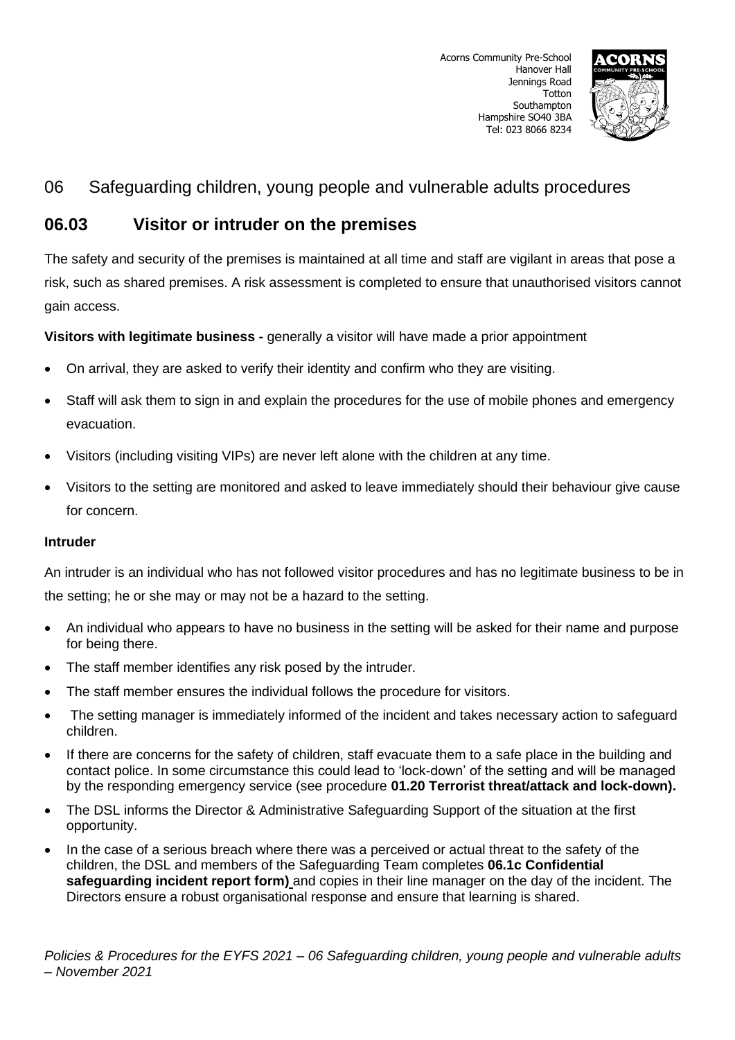Acorns Community Pre-School
Hanover Hall
Jennings Road
Totton
Southampton
Hampshire SO40 3BA
Tel: 023 8066 8234

## 06 Safeguarding children, young people and vulnerable adults procedures

## 06.03 Visitor or intruder on the premises

The safety and security of the premises is maintained at all time and staff are vigilant in areas that pose a risk, such as shared premises. A risk assessment is completed to ensure that unauthorised visitors cannot gain access.

**Visitors with legitimate business -** generally a visitor will have made a prior appointment

- On arrival, they are asked to verify their identity and confirm who they are visiting.
- Staff will ask them to sign in and explain the procedures for the use of mobile phones and emergency evacuation.
- Visitors (including visiting VIPs) are never left alone with the children at any time.
- Visitors to the setting are monitored and asked to leave immediately should their behaviour give cause for concern.

**Intruder**

An intruder is an individual who has not followed visitor procedures and has no legitimate business to be in the setting; he or she may or may not be a hazard to the setting.

- An individual who appears to have no business in the setting will be asked for their name and purpose for being there.
- The staff member identifies any risk posed by the intruder.
- The staff member ensures the individual follows the procedure for visitors.
- The setting manager is immediately informed of the incident and takes necessary action to safeguard children.
- If there are concerns for the safety of children, staff evacuate them to a safe place in the building and contact police. In some circumstance this could lead to 'lock-down' of the setting and will be managed by the responding emergency service (see procedure **01.20 Terrorist threat/attack and lock-down).**
- The DSL informs the Director & Administrative Safeguarding Support of the situation at the first opportunity.
- In the case of a serious breach where there was a perceived or actual threat to the safety of the children, the DSL and members of the Safeguarding Team completes **06.1c Confidential safeguarding incident report form)** and copies in their line manager on the day of the incident. The Directors ensure a robust organisational response and ensure that learning is shared.

*Policies & Procedures for the EYFS 2021 – 06 Safeguarding children, young people and vulnerable adults – November 2021*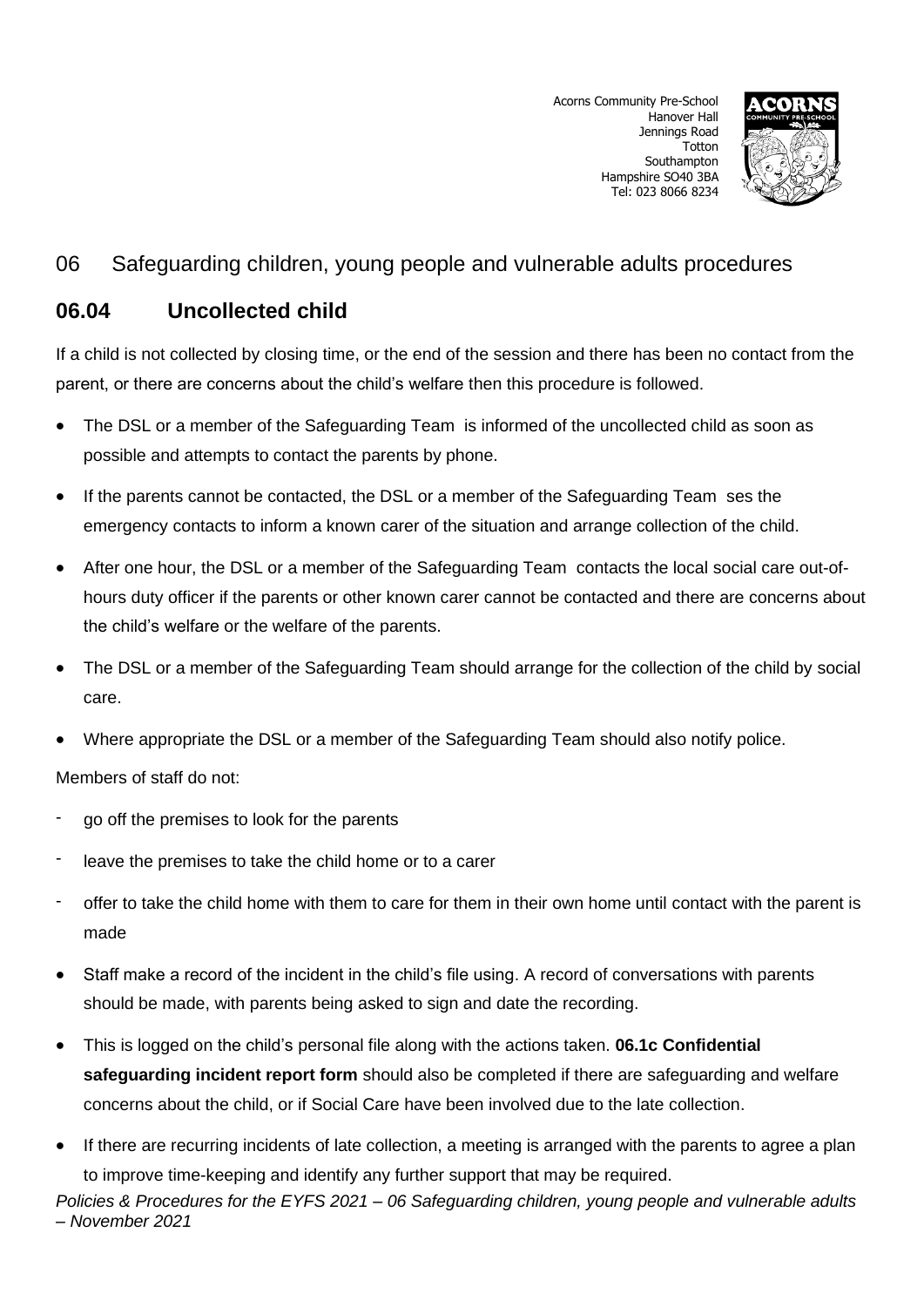Acorns Community Pre-School
Hanover Hall
Jennings Road
Totton
Southampton
Hampshire SO40 3BA
Tel: 023 8066 8234

# 06 Safeguarding children, young people and vulnerable adults procedures

## 06.04 Uncollected child

If a child is not collected by closing time, or the end of the session and there has been no contact from the parent, or there are concerns about the child's welfare then this procedure is followed.

- The DSL or a member of the Safeguarding Team is informed of the uncollected child as soon as possible and attempts to contact the parents by phone.
- If the parents cannot be contacted, the DSL or a member of the Safeguarding Team ses the emergency contacts to inform a known carer of the situation and arrange collection of the child.
- After one hour, the DSL or a member of the Safeguarding Team contacts the local social care out-of-hours duty officer if the parents or other known carer cannot be contacted and there are concerns about the child's welfare or the welfare of the parents.
- The DSL or a member of the Safeguarding Team should arrange for the collection of the child by social care.
- Where appropriate the DSL or a member of the Safeguarding Team should also notify police.

Members of staff do not:

- go off the premises to look for the parents
- leave the premises to take the child home or to a carer
- offer to take the child home with them to care for them in their own home until contact with the parent is made

- Staff make a record of the incident in the child's file using. A record of conversations with parents should be made, with parents being asked to sign and date the recording.
- This is logged on the child's personal file along with the actions taken. **06.1c Confidential safeguarding incident report form** should also be completed if there are safeguarding and welfare concerns about the child, or if Social Care have been involved due to the late collection.
- If there are recurring incidents of late collection, a meeting is arranged with the parents to agree a plan to improve time-keeping and identify any further support that may be required.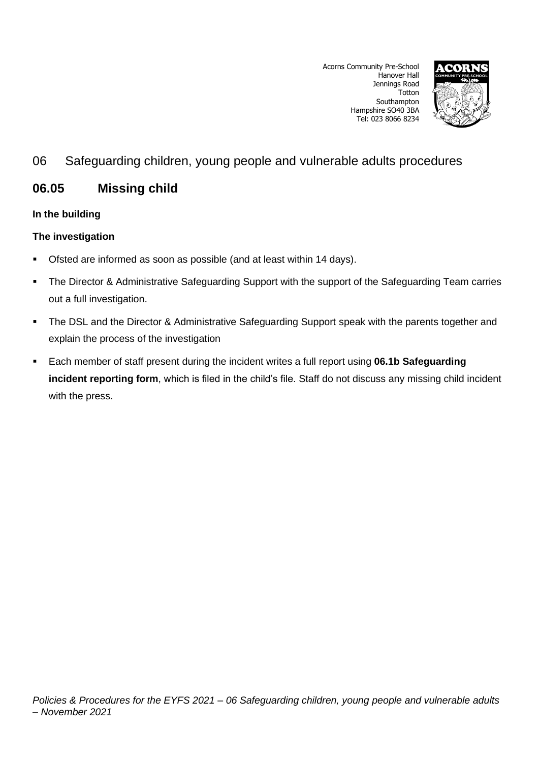# 06 Safeguarding children, young people and vulnerable adults procedures

## 06.05 Missing child

**In the building**

**The investigation**

- Ofsted are informed as soon as possible (and at least within 14 days).
- The Director & Administrative Safeguarding Support with the support of the Safeguarding Team carries out a full investigation.
- The DSL and the Director & Administrative Safeguarding Support speak with the parents together and explain the process of the investigation
- Each member of staff present during the incident writes a full report using **06.1b Safeguarding incident reporting form**, which is filed in the child's file. Staff do not discuss any missing child incident with the press.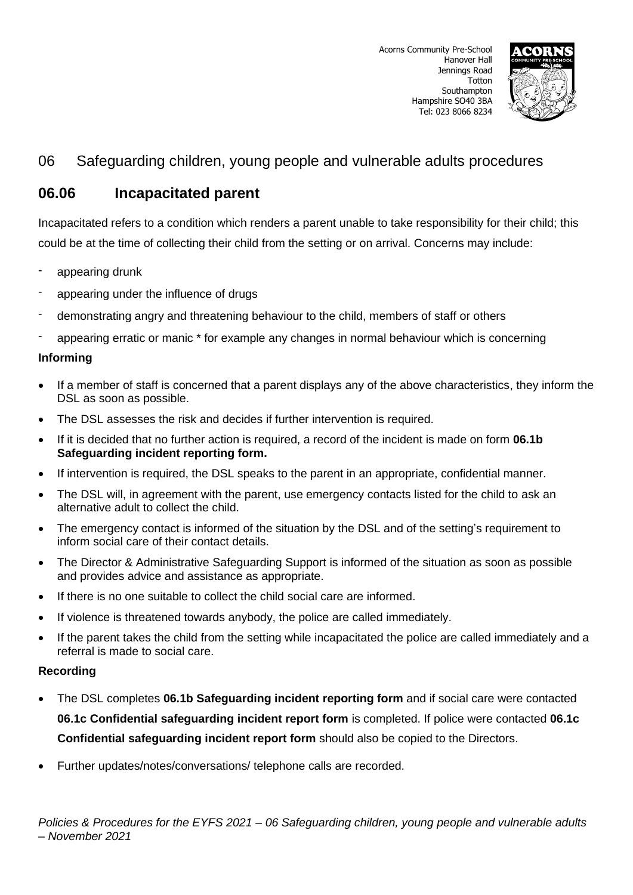Acorns Community Pre-School
Hanover Hall
Jennings Road
Totton
Southampton
Hampshire SO40 3BA
Tel: 023 8066 8234

## 06 Safeguarding children, young people and vulnerable adults procedures

## 06.06 Incapacitated parent

Incapacitated refers to a condition which renders a parent unable to take responsibility for their child; this could be at the time of collecting their child from the setting or on arrival. Concerns may include:

- appearing drunk
- appearing under the influence of drugs
- demonstrating angry and threatening behaviour to the child, members of staff or others
- appearing erratic or manic * for example any changes in normal behaviour which is concerning

### Informing

- If a member of staff is concerned that a parent displays any of the above characteristics, they inform the DSL as soon as possible.
- The DSL assesses the risk and decides if further intervention is required.
- If it is decided that no further action is required, a record of the incident is made on form **06.1b Safeguarding incident reporting form.**
- If intervention is required, the DSL speaks to the parent in an appropriate, confidential manner.
- The DSL will, in agreement with the parent, use emergency contacts listed for the child to ask an alternative adult to collect the child.
- The emergency contact is informed of the situation by the DSL and of the setting's requirement to inform social care of their contact details.
- The Director & Administrative Safeguarding Support is informed of the situation as soon as possible and provides advice and assistance as appropriate.
- If there is no one suitable to collect the child social care are informed.
- If violence is threatened towards anybody, the police are called immediately.
- If the parent takes the child from the setting while incapacitated the police are called immediately and a referral is made to social care.

### Recording

- The DSL completes **06.1b Safeguarding incident reporting form** and if social care were contacted **06.1c Confidential safeguarding incident report form** is completed. If police were contacted **06.1c Confidential safeguarding incident report form** should also be copied to the Directors.
- Further updates/notes/conversations/ telephone calls are recorded.

*Policies & Procedures for the EYFS 2021 – 06 Safeguarding children, young people and vulnerable adults – November 2021*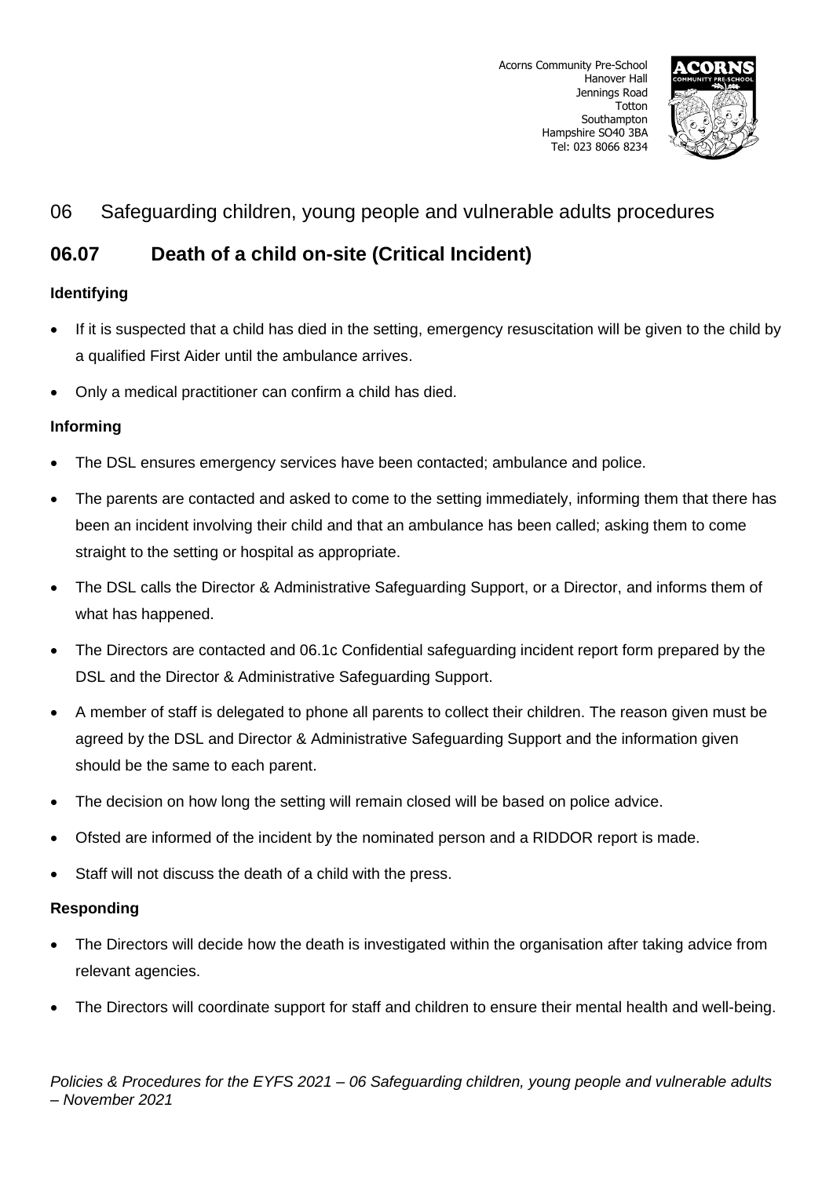Acorns Community Pre-School
Hanover Hall
Jennings Road
Totton
Southampton
Hampshire SO40 3BA
Tel: 023 8066 8234

## 06 Safeguarding children, young people and vulnerable adults procedures

# 06.07 Death of a child on-site (Critical Incident)

### Identifying

- If it is suspected that a child has died in the setting, emergency resuscitation will be given to the child by a qualified First Aider until the ambulance arrives.
- Only a medical practitioner can confirm a child has died.

### Informing

- The DSL ensures emergency services have been contacted; ambulance and police.
- The parents are contacted and asked to come to the setting immediately, informing them that there has been an incident involving their child and that an ambulance has been called; asking them to come straight to the setting or hospital as appropriate.
- The DSL calls the Director & Administrative Safeguarding Support, or a Director, and informs them of what has happened.
- The Directors are contacted and 06.1c Confidential safeguarding incident report form prepared by the DSL and the Director & Administrative Safeguarding Support.
- A member of staff is delegated to phone all parents to collect their children. The reason given must be agreed by the DSL and Director & Administrative Safeguarding Support and the information given should be the same to each parent.
- The decision on how long the setting will remain closed will be based on police advice.
- Ofsted are informed of the incident by the nominated person and a RIDDOR report is made.
- Staff will not discuss the death of a child with the press.

### Responding

- The Directors will decide how the death is investigated within the organisation after taking advice from relevant agencies.
- The Directors will coordinate support for staff and children to ensure their mental health and well-being.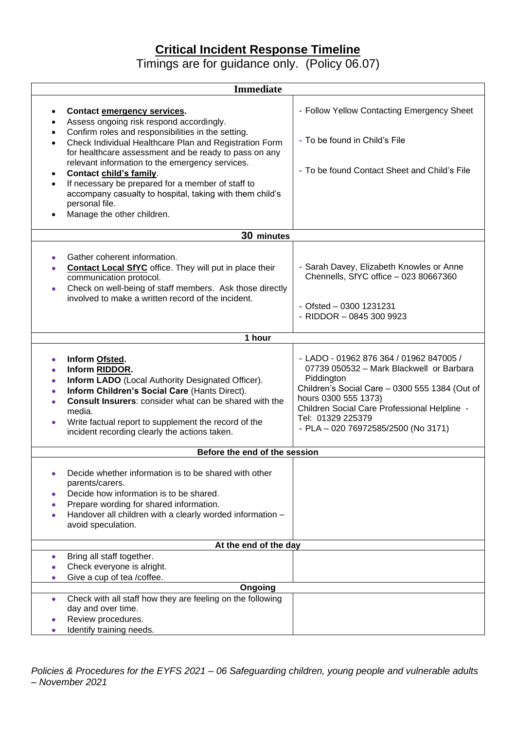# Critical Incident Response Timeline

Timings are for guidance only. (Policy 06.07)

| Immediate | |
|---|---|
| • **Contact emergency services.**<br>• Assess ongoing risk respond accordingly.<br>• Confirm roles and responsibilities in the setting.<br>• Check Individual Healthcare Plan and Registration Form for healthcare assessment and be ready to pass on any relevant information to the emergency services.<br>• **Contact child's family**.<br>• If necessary be prepared for a member of staff to accompany casualty to hospital, taking with them child's personal file.<br>• Manage the other children. | - Follow Yellow Contacting Emergency Sheet<br><br>- To be found in Child's File<br><br>- To be found Contact Sheet and Child's File |
| **30 minutes** | |
| • Gather coherent information.<br>• **Contact Local SfYC** office. They will put in place their communication protocol.<br>• Check on well-being of staff members. Ask those directly involved to make a written record of the incident. | - Sarah Davey, Elizabeth Knowles or Anne Chennells, SfYC office – 023 80667360<br><br>- Ofsted – 0300 1231231<br>- RIDDOR – 0845 300 9923 |
| **1 hour** | |
| • **Inform Ofsted.**<br>• **Inform RIDDOR.**<br>• **Inform LADO** (Local Authority Designated Officer).<br>• **Inform Children's Social Care** (Hants Direct).<br>• **Consult Insurers**: consider what can be shared with the media.<br>• Write factual report to supplement the record of the incident recording clearly the actions taken. | - LADO - 01962 876 364 / 01962 847005 / 07739 050532 – Mark Blackwell or Barbara Piddington<br>Children's Social Care – 0300 555 1384 (Out of hours 0300 555 1373)<br>Children Social Care Professional Helpline - Tel: 01329 225379<br>- PLA – 020 76972585/2500 (No 3171) |
| **Before the end of the session** | |
| • Decide whether information is to be shared with other parents/carers.<br>• Decide how information is to be shared.<br>• Prepare wording for shared information.<br>• Handover all children with a clearly worded information – avoid speculation. | |
| **At the end of the day** | |
| • Bring all staff together.<br>• Check everyone is alright.<br>• Give a cup of tea /coffee. | |
| **Ongoing** | |
| • Check with all staff how they are feeling on the following day and over time.<br>• Review procedures.<br>• Identify training needs. | |

*Policies & Procedures for the EYFS 2021 – 06 Safeguarding children, young people and vulnerable adults – November 2021*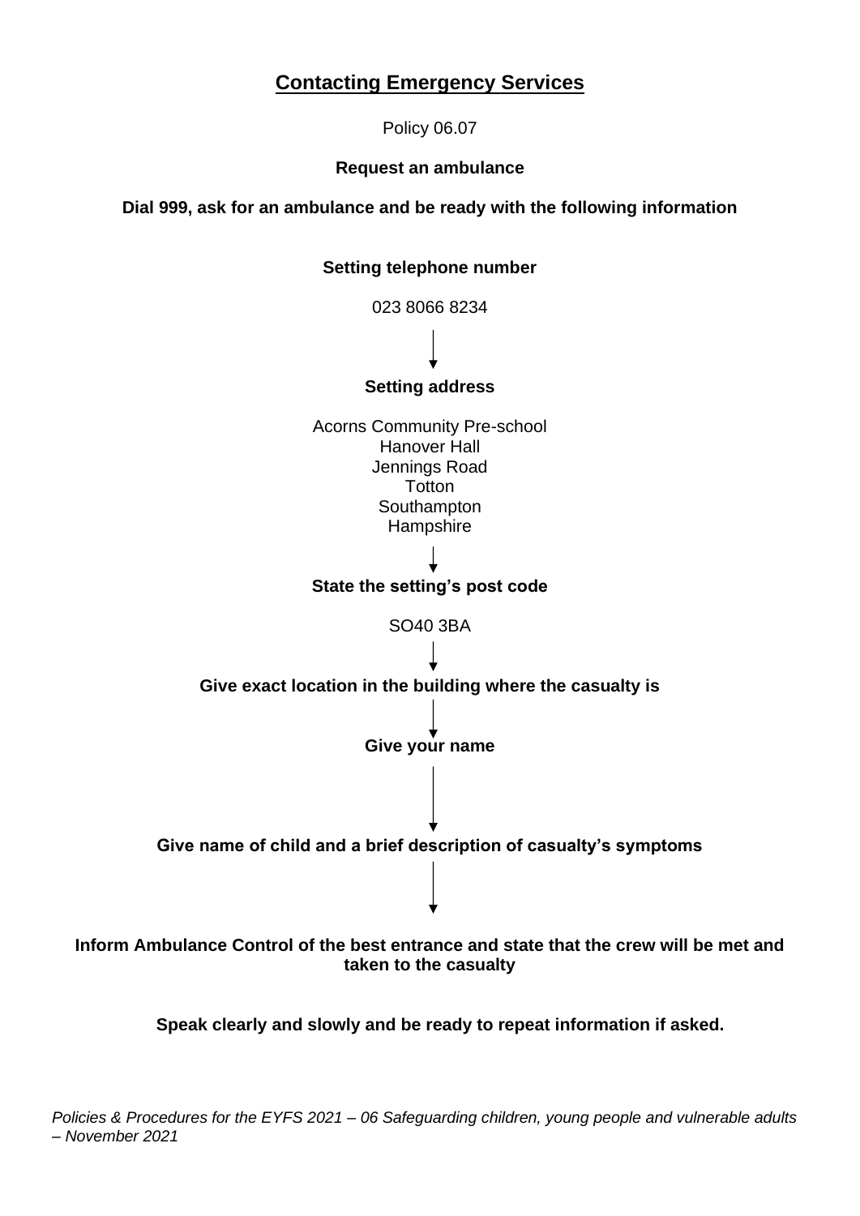## Contacting Emergency Services

Policy 06.07

**Request an ambulance**

**Dial 999, ask for an ambulance and be ready with the following information**

**Setting telephone number**

023 8066 8234

↓

**Setting address**

Acorns Community Pre-school
Hanover Hall
Jennings Road
Totton
Southampton
Hampshire

↓

**State the setting's post code**

SO40 3BA

↓

**Give exact location in the building where the casualty is**

↓

**Give your name**

↓

**Give name of child and a brief description of casualty's symptoms**

↓

**Inform Ambulance Control of the best entrance and state that the crew will be met and taken to the casualty**

**Speak clearly and slowly and be ready to repeat information if asked.**

*Policies & Procedures for the EYFS 2021 – 06 Safeguarding children, young people and vulnerable adults – November 2021*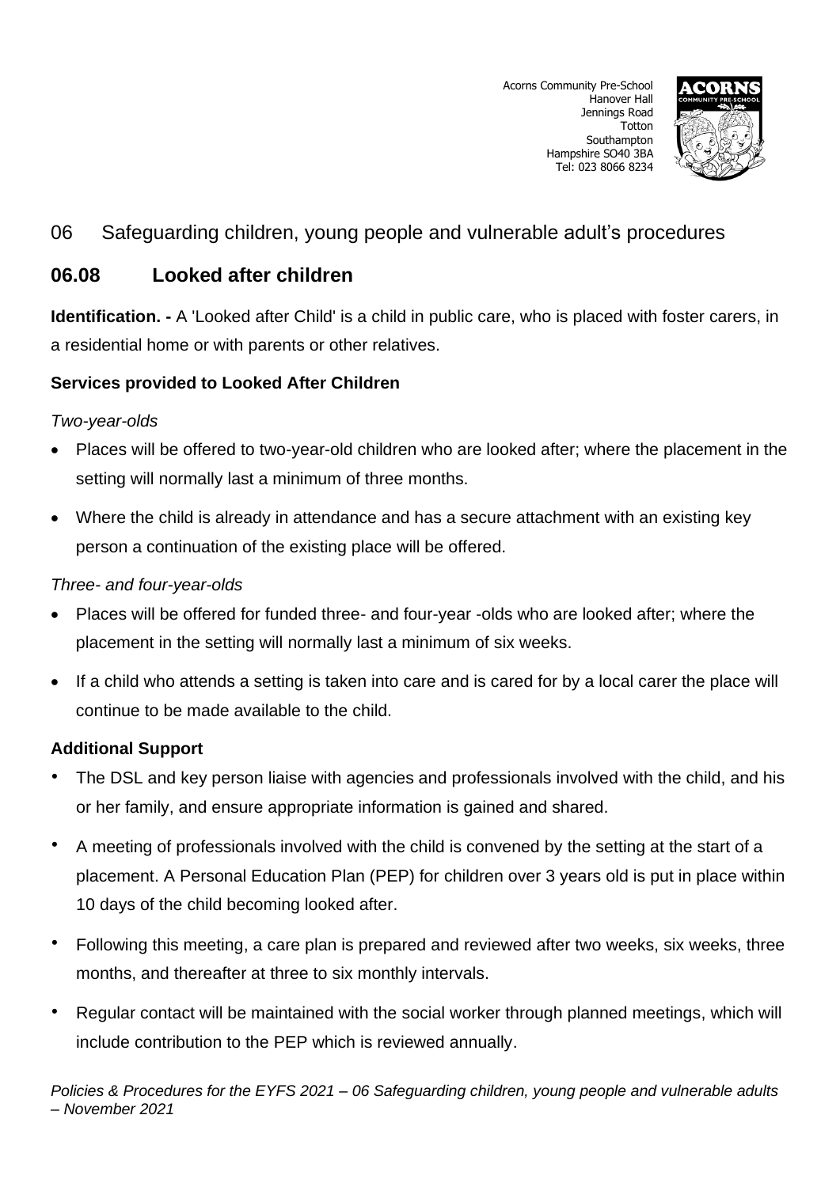06 Safeguarding children, young people and vulnerable adult’s procedures

## 06.08 Looked after children

**Identification. -** A 'Looked after Child' is a child in public care, who is placed with foster carers, in a residential home or with parents or other relatives.

### Services provided to Looked After Children

*Two-year-olds*

- Places will be offered to two-year-old children who are looked after; where the placement in the setting will normally last a minimum of three months.
- Where the child is already in attendance and has a secure attachment with an existing key person a continuation of the existing place will be offered.

*Three- and four-year-olds*

- Places will be offered for funded three- and four-year -olds who are looked after; where the placement in the setting will normally last a minimum of six weeks.
- If a child who attends a setting is taken into care and is cared for by a local carer the place will continue to be made available to the child.

### Additional Support

- The DSL and key person liaise with agencies and professionals involved with the child, and his or her family, and ensure appropriate information is gained and shared.
- A meeting of professionals involved with the child is convened by the setting at the start of a placement. A Personal Education Plan (PEP) for children over 3 years old is put in place within 10 days of the child becoming looked after.
- Following this meeting, a care plan is prepared and reviewed after two weeks, six weeks, three months, and thereafter at three to six monthly intervals.
- Regular contact will be maintained with the social worker through planned meetings, which will include contribution to the PEP which is reviewed annually.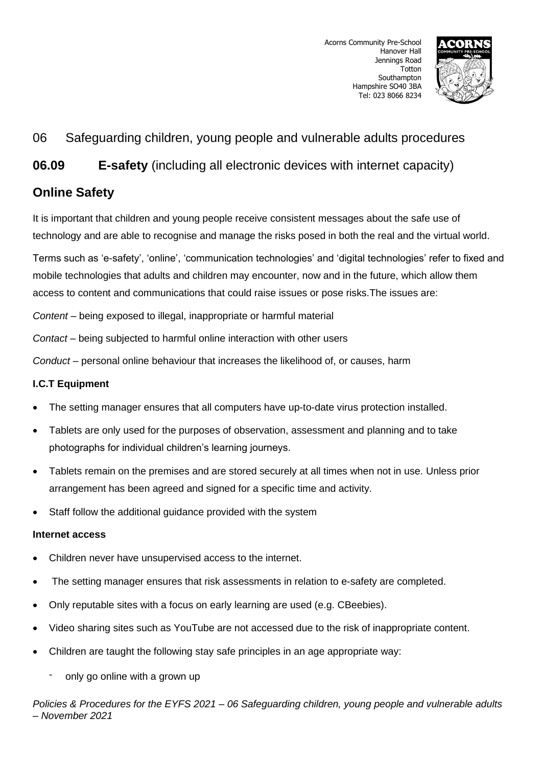Acorns Community Pre-School
Hanover Hall
Jennings Road
Totton
Southampton
Hampshire SO40 3BA
Tel: 023 8066 8234

## 06 Safeguarding children, young people and vulnerable adults procedures

## 06.09 **E-safety** (including all electronic devices with internet capacity)

### Online Safety

It is important that children and young people receive consistent messages about the safe use of technology and are able to recognise and manage the risks posed in both the real and the virtual world.

Terms such as 'e-safety', 'online', 'communication technologies' and 'digital technologies' refer to fixed and mobile technologies that adults and children may encounter, now and in the future, which allow them access to content and communications that could raise issues or pose risks.The issues are:

*Content* – being exposed to illegal, inappropriate or harmful material

*Contact* – being subjected to harmful online interaction with other users

*Conduct* – personal online behaviour that increases the likelihood of, or causes, harm

#### I.C.T Equipment

- The setting manager ensures that all computers have up-to-date virus protection installed.
- Tablets are only used for the purposes of observation, assessment and planning and to take photographs for individual children's learning journeys.
- Tablets remain on the premises and are stored securely at all times when not in use. Unless prior arrangement has been agreed and signed for a specific time and activity.
- Staff follow the additional guidance provided with the system

#### Internet access

- Children never have unsupervised access to the internet.
- The setting manager ensures that risk assessments in relation to e-safety are completed.
- Only reputable sites with a focus on early learning are used (e.g. CBeebies).
- Video sharing sites such as YouTube are not accessed due to the risk of inappropriate content.
- Children are taught the following stay safe principles in an age appropriate way:
  - only go online with a grown up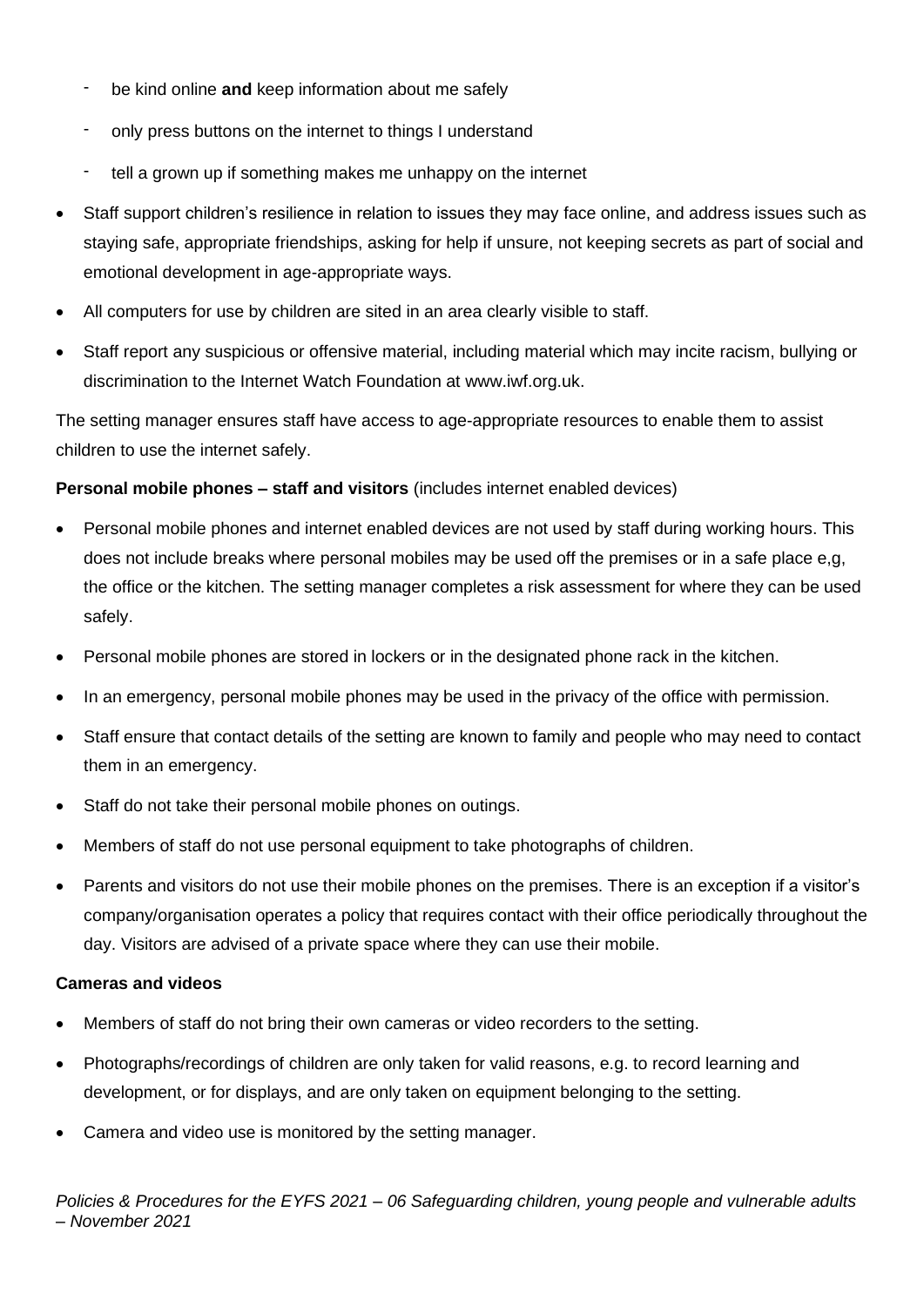- be kind online **and** keep information about me safely
  - only press buttons on the internet to things I understand
  - tell a grown up if something makes me unhappy on the internet
- Staff support children's resilience in relation to issues they may face online, and address issues such as staying safe, appropriate friendships, asking for help if unsure, not keeping secrets as part of social and emotional development in age-appropriate ways.
- All computers for use by children are sited in an area clearly visible to staff.
- Staff report any suspicious or offensive material, including material which may incite racism, bullying or discrimination to the Internet Watch Foundation at www.iwf.org.uk.

The setting manager ensures staff have access to age-appropriate resources to enable them to assist children to use the internet safely.

**Personal mobile phones – staff and visitors** (includes internet enabled devices)

- Personal mobile phones and internet enabled devices are not used by staff during working hours. This does not include breaks where personal mobiles may be used off the premises or in a safe place e,g, the office or the kitchen. The setting manager completes a risk assessment for where they can be used safely.
- Personal mobile phones are stored in lockers or in the designated phone rack in the kitchen.
- In an emergency, personal mobile phones may be used in the privacy of the office with permission.
- Staff ensure that contact details of the setting are known to family and people who may need to contact them in an emergency.
- Staff do not take their personal mobile phones on outings.
- Members of staff do not use personal equipment to take photographs of children.
- Parents and visitors do not use their mobile phones on the premises. There is an exception if a visitor's company/organisation operates a policy that requires contact with their office periodically throughout the day. Visitors are advised of a private space where they can use their mobile.

**Cameras and videos**

- Members of staff do not bring their own cameras or video recorders to the setting.
- Photographs/recordings of children are only taken for valid reasons, e.g. to record learning and development, or for displays, and are only taken on equipment belonging to the setting.
- Camera and video use is monitored by the setting manager.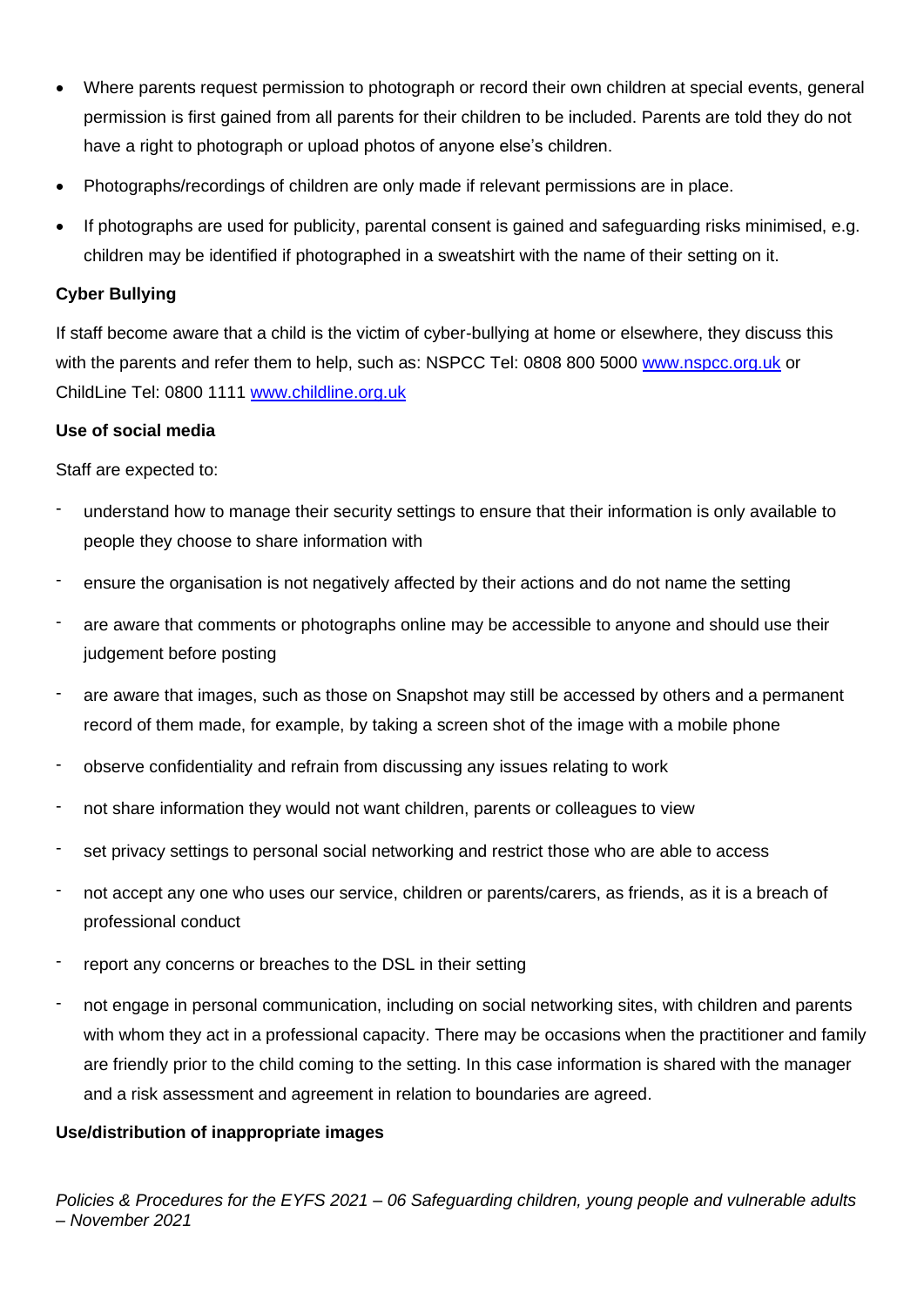- Where parents request permission to photograph or record their own children at special events, general permission is first gained from all parents for their children to be included. Parents are told they do not have a right to photograph or upload photos of anyone else's children.
- Photographs/recordings of children are only made if relevant permissions are in place.
- If photographs are used for publicity, parental consent is gained and safeguarding risks minimised, e.g. children may be identified if photographed in a sweatshirt with the name of their setting on it.

**Cyber Bullying**

If staff become aware that a child is the victim of cyber-bullying at home or elsewhere, they discuss this with the parents and refer them to help, such as: NSPCC Tel: 0808 800 5000 [www.nspcc.org.uk](http://www.nspcc.org.uk) or ChildLine Tel: 0800 1111 [www.childline.org.uk](http://www.childline.org.uk)

**Use of social media**

Staff are expected to:

- understand how to manage their security settings to ensure that their information is only available to people they choose to share information with
- ensure the organisation is not negatively affected by their actions and do not name the setting
- are aware that comments or photographs online may be accessible to anyone and should use their judgement before posting
- are aware that images, such as those on Snapshot may still be accessed by others and a permanent record of them made, for example, by taking a screen shot of the image with a mobile phone
- observe confidentiality and refrain from discussing any issues relating to work
- not share information they would not want children, parents or colleagues to view
- set privacy settings to personal social networking and restrict those who are able to access
- not accept any one who uses our service, children or parents/carers, as friends, as it is a breach of professional conduct
- report any concerns or breaches to the DSL in their setting
- not engage in personal communication, including on social networking sites, with children and parents with whom they act in a professional capacity. There may be occasions when the practitioner and family are friendly prior to the child coming to the setting. In this case information is shared with the manager and a risk assessment and agreement in relation to boundaries are agreed.

**Use/distribution of inappropriate images**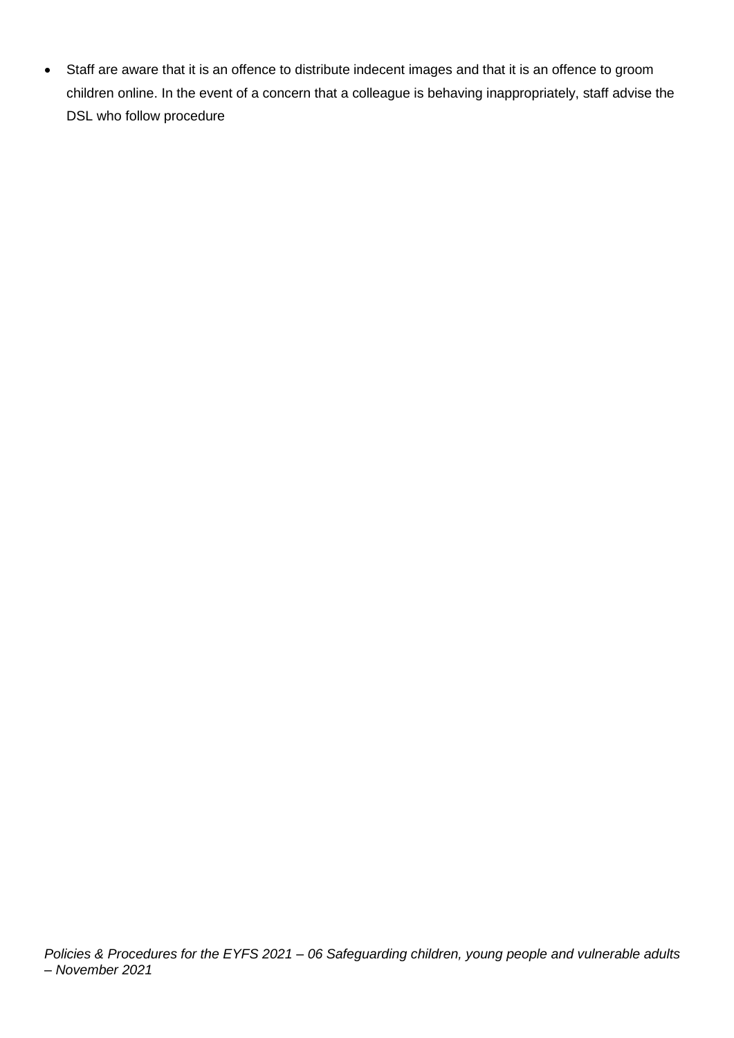- Staff are aware that it is an offence to distribute indecent images and that it is an offence to groom children online. In the event of a concern that a colleague is behaving inappropriately, staff advise the DSL who follow procedure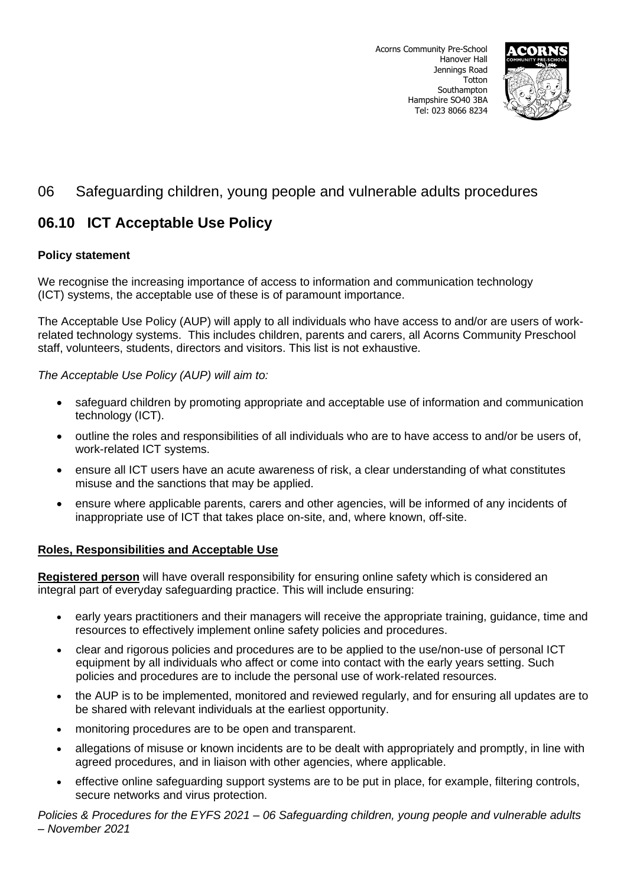Acorns Community Pre-School
Hanover Hall
Jennings Road
Totton
Southampton
Hampshire SO40 3BA
Tel: 023 8066 8234

# 06 Safeguarding children, young people and vulnerable adults procedures

## 06.10 ICT Acceptable Use Policy

**Policy statement**

We recognise the increasing importance of access to information and communication technology (ICT) systems, the acceptable use of these is of paramount importance.

The Acceptable Use Policy (AUP) will apply to all individuals who have access to and/or are users of work-related technology systems. This includes children, parents and carers, all Acorns Community Preschool staff, volunteers, students, directors and visitors. This list is not exhaustive.

*The Acceptable Use Policy (AUP) will aim to:*

- safeguard children by promoting appropriate and acceptable use of information and communication technology (ICT).
- outline the roles and responsibilities of all individuals who are to have access to and/or be users of, work-related ICT systems.
- ensure all ICT users have an acute awareness of risk, a clear understanding of what constitutes misuse and the sanctions that may be applied.
- ensure where applicable parents, carers and other agencies, will be informed of any incidents of inappropriate use of ICT that takes place on-site, and, where known, off-site.

**Roles, Responsibilities and Acceptable Use**

**Registered person** will have overall responsibility for ensuring online safety which is considered an integral part of everyday safeguarding practice. This will include ensuring:

- early years practitioners and their managers will receive the appropriate training, guidance, time and resources to effectively implement online safety policies and procedures.
- clear and rigorous policies and procedures are to be applied to the use/non-use of personal ICT equipment by all individuals who affect or come into contact with the early years setting. Such policies and procedures are to include the personal use of work-related resources.
- the AUP is to be implemented, monitored and reviewed regularly, and for ensuring all updates are to be shared with relevant individuals at the earliest opportunity.
- monitoring procedures are to be open and transparent.
- allegations of misuse or known incidents are to be dealt with appropriately and promptly, in line with agreed procedures, and in liaison with other agencies, where applicable.
- effective online safeguarding support systems are to be put in place, for example, filtering controls, secure networks and virus protection.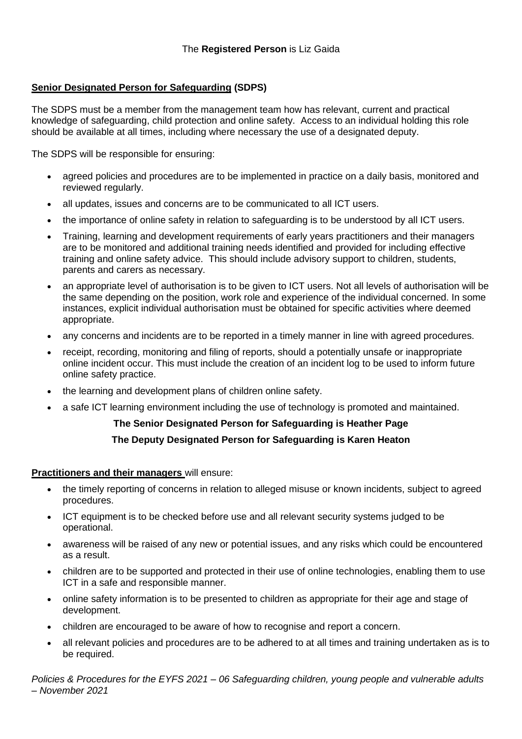The **Registered Person** is Liz Gaida

**Senior Designated Person for Safeguarding (SDPS)**

The SDPS must be a member from the management team how has relevant, current and practical knowledge of safeguarding, child protection and online safety. Access to an individual holding this role should be available at all times, including where necessary the use of a designated deputy.

The SDPS will be responsible for ensuring:

- agreed policies and procedures are to be implemented in practice on a daily basis, monitored and reviewed regularly.
- all updates, issues and concerns are to be communicated to all ICT users.
- the importance of online safety in relation to safeguarding is to be understood by all ICT users.
- Training, learning and development requirements of early years practitioners and their managers are to be monitored and additional training needs identified and provided for including effective training and online safety advice. This should include advisory support to children, students, parents and carers as necessary.
- an appropriate level of authorisation is to be given to ICT users. Not all levels of authorisation will be the same depending on the position, work role and experience of the individual concerned. In some instances, explicit individual authorisation must be obtained for specific activities where deemed appropriate.
- any concerns and incidents are to be reported in a timely manner in line with agreed procedures.
- receipt, recording, monitoring and filing of reports, should a potentially unsafe or inappropriate online incident occur. This must include the creation of an incident log to be used to inform future online safety practice.
- the learning and development plans of children online safety.
- a safe ICT learning environment including the use of technology is promoted and maintained.

**The Senior Designated Person for Safeguarding is Heather Page**

**The Deputy Designated Person for Safeguarding is Karen Heaton**

**Practitioners and their managers** will ensure:

- the timely reporting of concerns in relation to alleged misuse or known incidents, subject to agreed procedures.
- ICT equipment is to be checked before use and all relevant security systems judged to be operational.
- awareness will be raised of any new or potential issues, and any risks which could be encountered as a result.
- children are to be supported and protected in their use of online technologies, enabling them to use ICT in a safe and responsible manner.
- online safety information is to be presented to children as appropriate for their age and stage of development.
- children are encouraged to be aware of how to recognise and report a concern.
- all relevant policies and procedures are to be adhered to at all times and training undertaken as is to be required.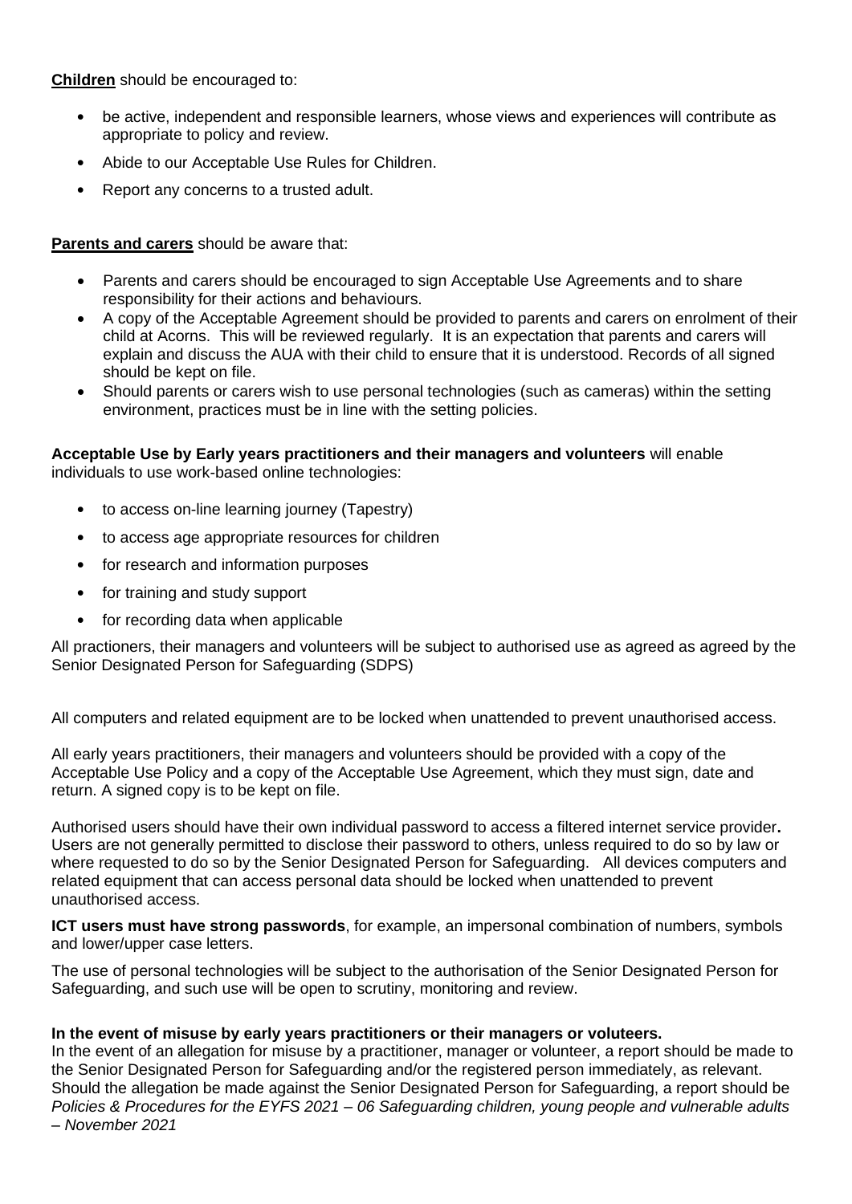**Children** should be encouraged to:

- be active, independent and responsible learners, whose views and experiences will contribute as appropriate to policy and review.
- Abide to our Acceptable Use Rules for Children.
- Report any concerns to a trusted adult.

**Parents and carers** should be aware that:

- Parents and carers should be encouraged to sign Acceptable Use Agreements and to share responsibility for their actions and behaviours.
- A copy of the Acceptable Agreement should be provided to parents and carers on enrolment of their child at Acorns. This will be reviewed regularly. It is an expectation that parents and carers will explain and discuss the AUA with their child to ensure that it is understood. Records of all signed should be kept on file.
- Should parents or carers wish to use personal technologies (such as cameras) within the setting environment, practices must be in line with the setting policies.

**Acceptable Use by Early years practitioners and their managers and volunteers** will enable individuals to use work-based online technologies:

- to access on-line learning journey (Tapestry)
- to access age appropriate resources for children
- for research and information purposes
- for training and study support
- for recording data when applicable

All practioners, their managers and volunteers will be subject to authorised use as agreed as agreed by the Senior Designated Person for Safeguarding (SDPS)

All computers and related equipment are to be locked when unattended to prevent unauthorised access.

All early years practitioners, their managers and volunteers should be provided with a copy of the Acceptable Use Policy and a copy of the Acceptable Use Agreement, which they must sign, date and return. A signed copy is to be kept on file.

Authorised users should have their own individual password to access a filtered internet service provider**.** Users are not generally permitted to disclose their password to others, unless required to do so by law or where requested to do so by the Senior Designated Person for Safeguarding. All devices computers and related equipment that can access personal data should be locked when unattended to prevent unauthorised access.

**ICT users must have strong passwords**, for example, an impersonal combination of numbers, symbols and lower/upper case letters.

The use of personal technologies will be subject to the authorisation of the Senior Designated Person for Safeguarding, and such use will be open to scrutiny, monitoring and review.

**In the event of misuse by early years practitioners or their managers or voluteers.**

In the event of an allegation for misuse by a practitioner, manager or volunteer, a report should be made to the Senior Designated Person for Safeguarding and/or the registered person immediately, as relevant. Should the allegation be made against the Senior Designated Person for Safeguarding, a report should be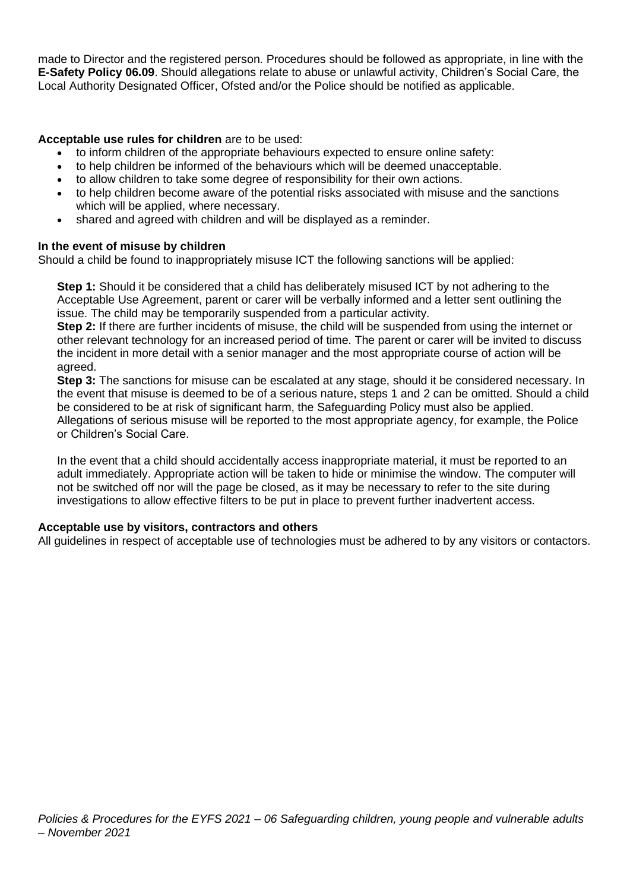made to Director and the registered person. Procedures should be followed as appropriate, in line with the **E-Safety Policy 06.09**. Should allegations relate to abuse or unlawful activity, Children's Social Care, the Local Authority Designated Officer, Ofsted and/or the Police should be notified as applicable.

**Acceptable use rules for children** are to be used:

- to inform children of the appropriate behaviours expected to ensure online safety:
- to help children be informed of the behaviours which will be deemed unacceptable.
- to allow children to take some degree of responsibility for their own actions.
- to help children become aware of the potential risks associated with misuse and the sanctions which will be applied, where necessary.
- shared and agreed with children and will be displayed as a reminder.

**In the event of misuse by children**

Should a child be found to inappropriately misuse ICT the following sanctions will be applied:

**Step 1:** Should it be considered that a child has deliberately misused ICT by not adhering to the Acceptable Use Agreement, parent or carer will be verbally informed and a letter sent outlining the issue. The child may be temporarily suspended from a particular activity.

**Step 2:** If there are further incidents of misuse, the child will be suspended from using the internet or other relevant technology for an increased period of time. The parent or carer will be invited to discuss the incident in more detail with a senior manager and the most appropriate course of action will be agreed.

**Step 3:** The sanctions for misuse can be escalated at any stage, should it be considered necessary. In the event that misuse is deemed to be of a serious nature, steps 1 and 2 can be omitted. Should a child be considered to be at risk of significant harm, the Safeguarding Policy must also be applied. Allegations of serious misuse will be reported to the most appropriate agency, for example, the Police or Children's Social Care.

In the event that a child should accidentally access inappropriate material, it must be reported to an adult immediately. Appropriate action will be taken to hide or minimise the window. The computer will not be switched off nor will the page be closed, as it may be necessary to refer to the site during investigations to allow effective filters to be put in place to prevent further inadvertent access.

**Acceptable use by visitors, contractors and others**

All guidelines in respect of acceptable use of technologies must be adhered to by any visitors or contactors.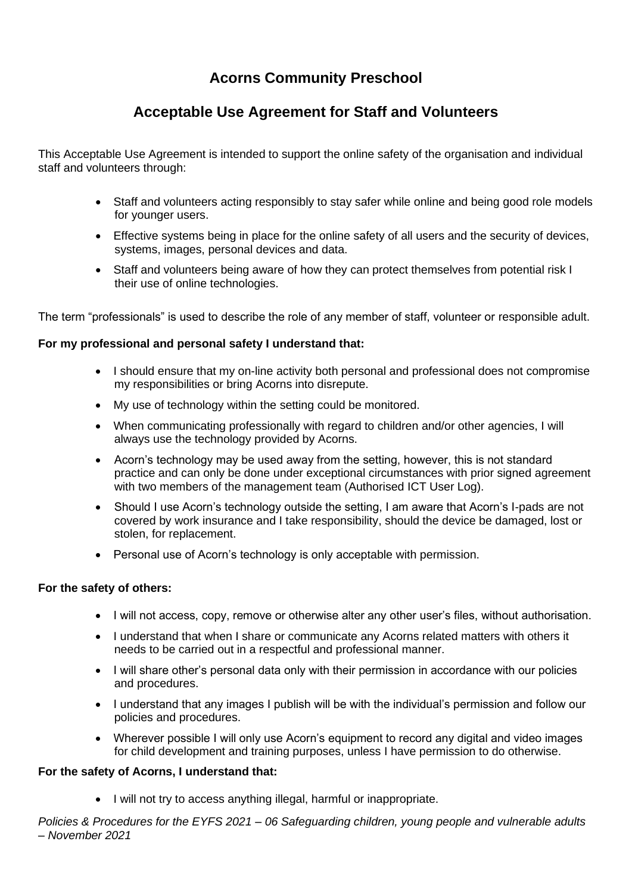# Acorns Community Preschool

## Acceptable Use Agreement for Staff and Volunteers

This Acceptable Use Agreement is intended to support the online safety of the organisation and individual staff and volunteers through:

- Staff and volunteers acting responsibly to stay safer while online and being good role models for younger users.
- Effective systems being in place for the online safety of all users and the security of devices, systems, images, personal devices and data.
- Staff and volunteers being aware of how they can protect themselves from potential risk I their use of online technologies.

The term "professionals" is used to describe the role of any member of staff, volunteer or responsible adult.

**For my professional and personal safety I understand that:**

- I should ensure that my on-line activity both personal and professional does not compromise my responsibilities or bring Acorns into disrepute.
- My use of technology within the setting could be monitored.
- When communicating professionally with regard to children and/or other agencies, I will always use the technology provided by Acorns.
- Acorn's technology may be used away from the setting, however, this is not standard practice and can only be done under exceptional circumstances with prior signed agreement with two members of the management team (Authorised ICT User Log).
- Should I use Acorn's technology outside the setting, I am aware that Acorn's I-pads are not covered by work insurance and I take responsibility, should the device be damaged, lost or stolen, for replacement.
- Personal use of Acorn's technology is only acceptable with permission.

**For the safety of others:**

- I will not access, copy, remove or otherwise alter any other user's files, without authorisation.
- I understand that when I share or communicate any Acorns related matters with others it needs to be carried out in a respectful and professional manner.
- I will share other's personal data only with their permission in accordance with our policies and procedures.
- I understand that any images I publish will be with the individual's permission and follow our policies and procedures.
- Wherever possible I will only use Acorn's equipment to record any digital and video images for child development and training purposes, unless I have permission to do otherwise.

**For the safety of Acorns, I understand that:**

- I will not try to access anything illegal, harmful or inappropriate.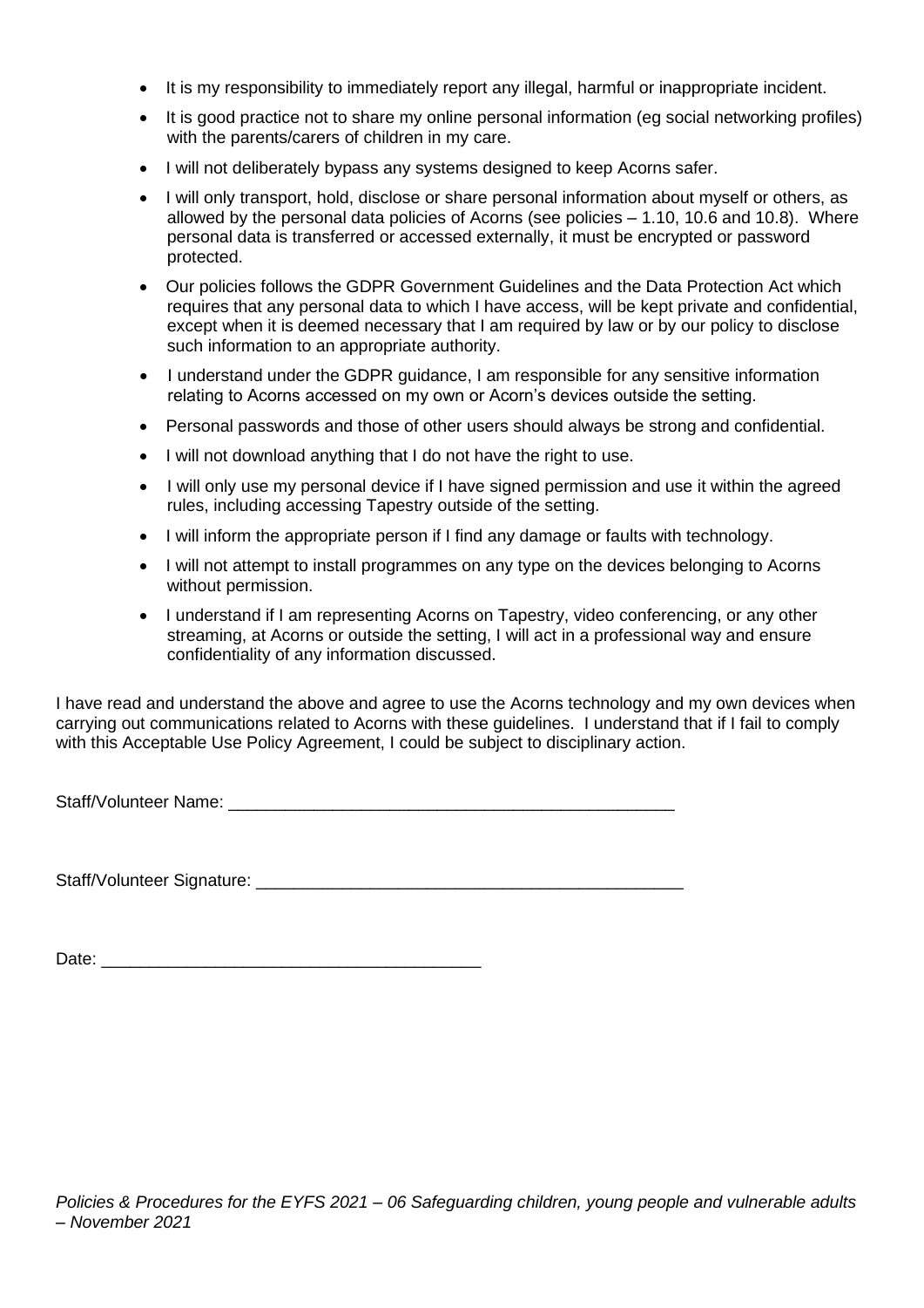- It is my responsibility to immediately report any illegal, harmful or inappropriate incident.
- It is good practice not to share my online personal information (eg social networking profiles) with the parents/carers of children in my care.
- I will not deliberately bypass any systems designed to keep Acorns safer.
- I will only transport, hold, disclose or share personal information about myself or others, as allowed by the personal data policies of Acorns (see policies – 1.10, 10.6 and 10.8). Where personal data is transferred or accessed externally, it must be encrypted or password protected.
- Our policies follows the GDPR Government Guidelines and the Data Protection Act which requires that any personal data to which I have access, will be kept private and confidential, except when it is deemed necessary that I am required by law or by our policy to disclose such information to an appropriate authority.
- I understand under the GDPR guidance, I am responsible for any sensitive information relating to Acorns accessed on my own or Acorn's devices outside the setting.
- Personal passwords and those of other users should always be strong and confidential.
- I will not download anything that I do not have the right to use.
- I will only use my personal device if I have signed permission and use it within the agreed rules, including accessing Tapestry outside of the setting.
- I will inform the appropriate person if I find any damage or faults with technology.
- I will not attempt to install programmes on any type on the devices belonging to Acorns without permission.
- I understand if I am representing Acorns on Tapestry, video conferencing, or any other streaming, at Acorns or outside the setting, I will act in a professional way and ensure confidentiality of any information discussed.

I have read and understand the above and agree to use the Acorns technology and my own devices when carrying out communications related to Acorns with these guidelines. I understand that if I fail to comply with this Acceptable Use Policy Agreement, I could be subject to disciplinary action.

Staff/Volunteer Name: ________________________________________________

Staff/Volunteer Signature: _____________________________________________

Date: ________________________________________

*Policies & Procedures for the EYFS 2021 – 06 Safeguarding children, young people and vulnerable adults – November 2021*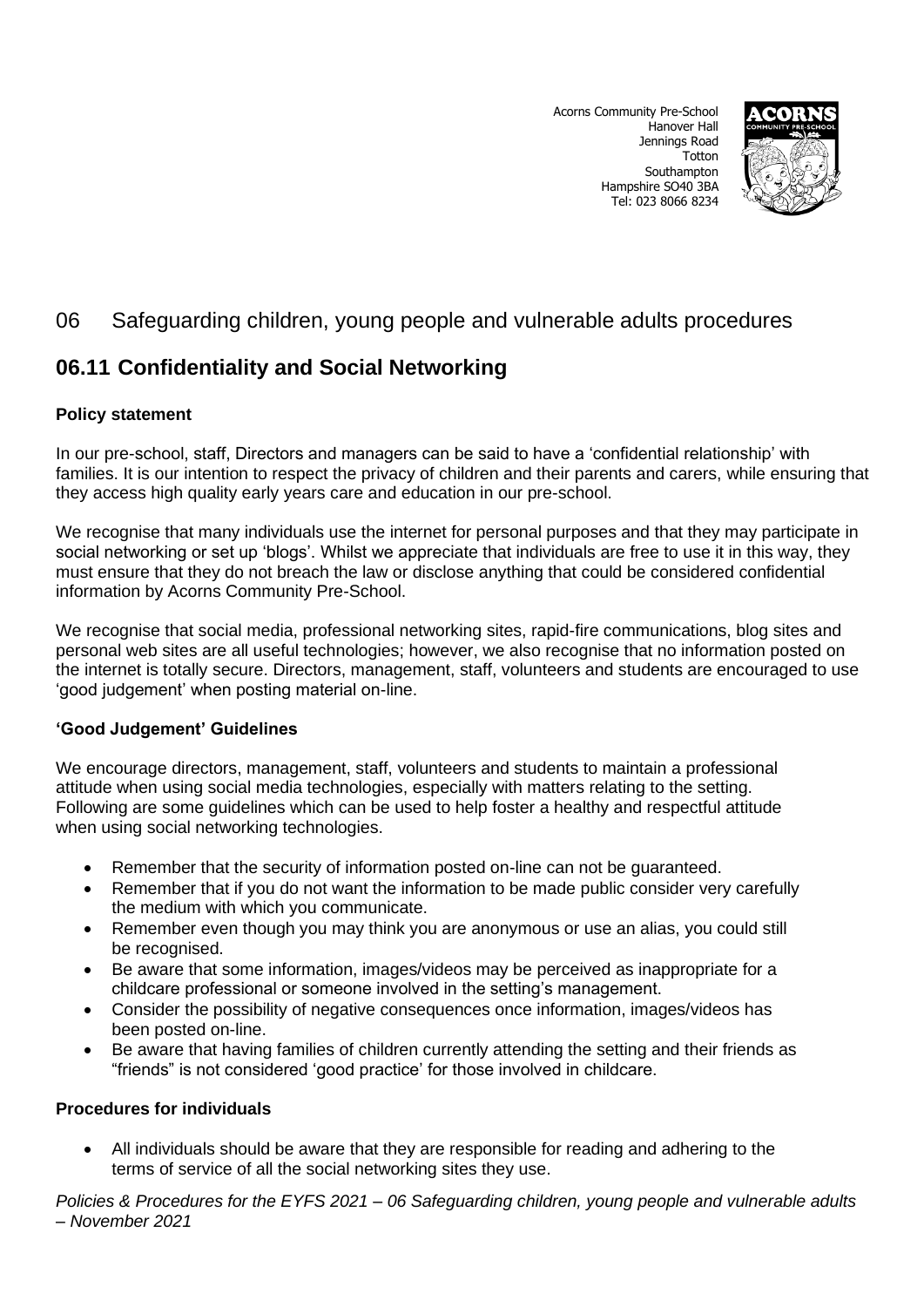Acorns Community Pre-School
Hanover Hall
Jennings Road
Totton
Southampton
Hampshire SO40 3BA
Tel: 023 8066 8234

## 06 Safeguarding children, young people and vulnerable adults procedures

# 06.11 Confidentiality and Social Networking

### Policy statement

In our pre-school, staff, Directors and managers can be said to have a 'confidential relationship' with families. It is our intention to respect the privacy of children and their parents and carers, while ensuring that they access high quality early years care and education in our pre-school.

We recognise that many individuals use the internet for personal purposes and that they may participate in social networking or set up 'blogs'. Whilst we appreciate that individuals are free to use it in this way, they must ensure that they do not breach the law or disclose anything that could be considered confidential information by Acorns Community Pre-School.

We recognise that social media, professional networking sites, rapid-fire communications, blog sites and personal web sites are all useful technologies; however, we also recognise that no information posted on the internet is totally secure. Directors, management, staff, volunteers and students are encouraged to use 'good judgement' when posting material on-line.

### 'Good Judgement' Guidelines

We encourage directors, management, staff, volunteers and students to maintain a professional attitude when using social media technologies, especially with matters relating to the setting. Following are some guidelines which can be used to help foster a healthy and respectful attitude when using social networking technologies.

- Remember that the security of information posted on-line can not be guaranteed.
- Remember that if you do not want the information to be made public consider very carefully the medium with which you communicate.
- Remember even though you may think you are anonymous or use an alias, you could still be recognised.
- Be aware that some information, images/videos may be perceived as inappropriate for a childcare professional or someone involved in the setting's management.
- Consider the possibility of negative consequences once information, images/videos has been posted on-line.
- Be aware that having families of children currently attending the setting and their friends as "friends" is not considered 'good practice' for those involved in childcare.

### Procedures for individuals

- All individuals should be aware that they are responsible for reading and adhering to the terms of service of all the social networking sites they use.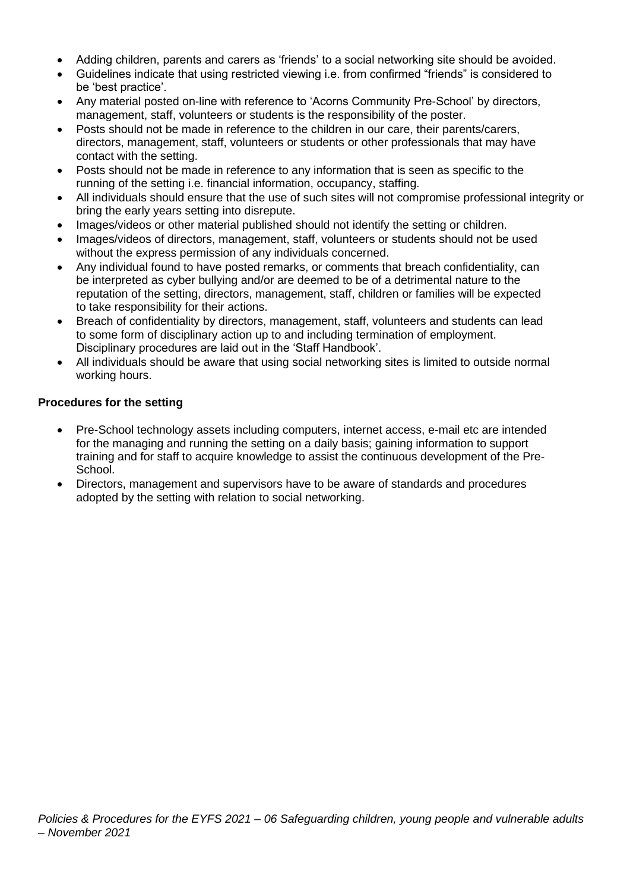- Adding children, parents and carers as 'friends' to a social networking site should be avoided.
- Guidelines indicate that using restricted viewing i.e. from confirmed "friends" is considered to be 'best practice'.
- Any material posted on-line with reference to 'Acorns Community Pre-School' by directors, management, staff, volunteers or students is the responsibility of the poster.
- Posts should not be made in reference to the children in our care, their parents/carers, directors, management, staff, volunteers or students or other professionals that may have contact with the setting.
- Posts should not be made in reference to any information that is seen as specific to the running of the setting i.e. financial information, occupancy, staffing.
- All individuals should ensure that the use of such sites will not compromise professional integrity or bring the early years setting into disrepute.
- Images/videos or other material published should not identify the setting or children.
- Images/videos of directors, management, staff, volunteers or students should not be used without the express permission of any individuals concerned.
- Any individual found to have posted remarks, or comments that breach confidentiality, can be interpreted as cyber bullying and/or are deemed to be of a detrimental nature to the reputation of the setting, directors, management, staff, children or families will be expected to take responsibility for their actions.
- Breach of confidentiality by directors, management, staff, volunteers and students can lead to some form of disciplinary action up to and including termination of employment. Disciplinary procedures are laid out in the 'Staff Handbook'.
- All individuals should be aware that using social networking sites is limited to outside normal working hours.

**Procedures for the setting**

- Pre-School technology assets including computers, internet access, e-mail etc are intended for the managing and running the setting on a daily basis; gaining information to support training and for staff to acquire knowledge to assist the continuous development of the Pre-School.
- Directors, management and supervisors have to be aware of standards and procedures adopted by the setting with relation to social networking.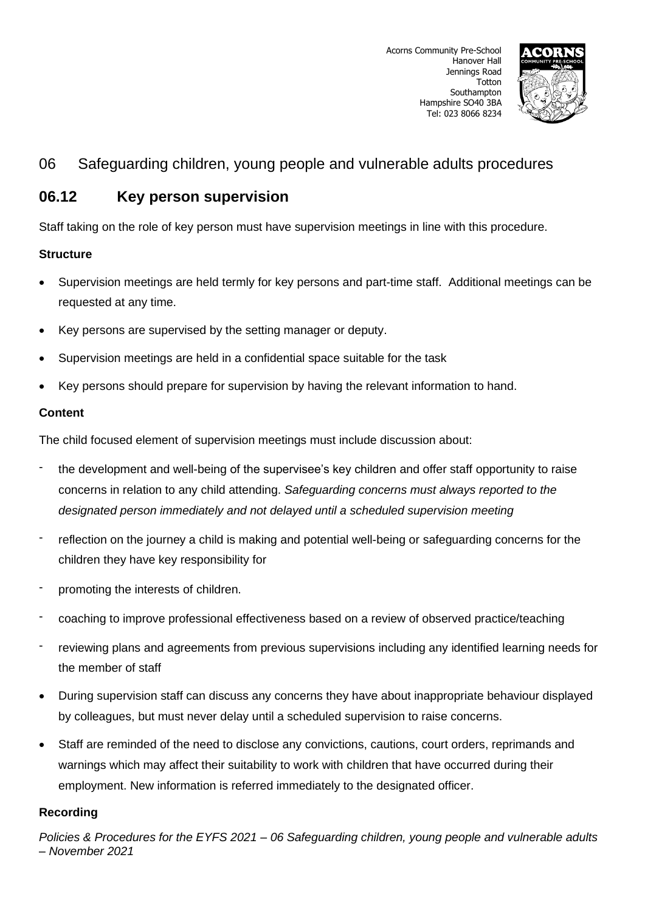Acorns Community Pre-School
Hanover Hall
Jennings Road
Totton
Southampton
Hampshire SO40 3BA
Tel: 023 8066 8234

## 06 Safeguarding children, young people and vulnerable adults procedures

### 06.12 Key person supervision

Staff taking on the role of key person must have supervision meetings in line with this procedure.

**Structure**

- Supervision meetings are held termly for key persons and part-time staff. Additional meetings can be requested at any time.
- Key persons are supervised by the setting manager or deputy.
- Supervision meetings are held in a confidential space suitable for the task
- Key persons should prepare for supervision by having the relevant information to hand.

**Content**

The child focused element of supervision meetings must include discussion about:

- the development and well-being of the supervisee's key children and offer staff opportunity to raise concerns in relation to any child attending. *Safeguarding concerns must always reported to the designated person immediately and not delayed until a scheduled supervision meeting*
- reflection on the journey a child is making and potential well-being or safeguarding concerns for the children they have key responsibility for
- promoting the interests of children.
- coaching to improve professional effectiveness based on a review of observed practice/teaching
- reviewing plans and agreements from previous supervisions including any identified learning needs for the member of staff

- During supervision staff can discuss any concerns they have about inappropriate behaviour displayed by colleagues, but must never delay until a scheduled supervision to raise concerns.
- Staff are reminded of the need to disclose any convictions, cautions, court orders, reprimands and warnings which may affect their suitability to work with children that have occurred during their employment. New information is referred immediately to the designated officer.

**Recording**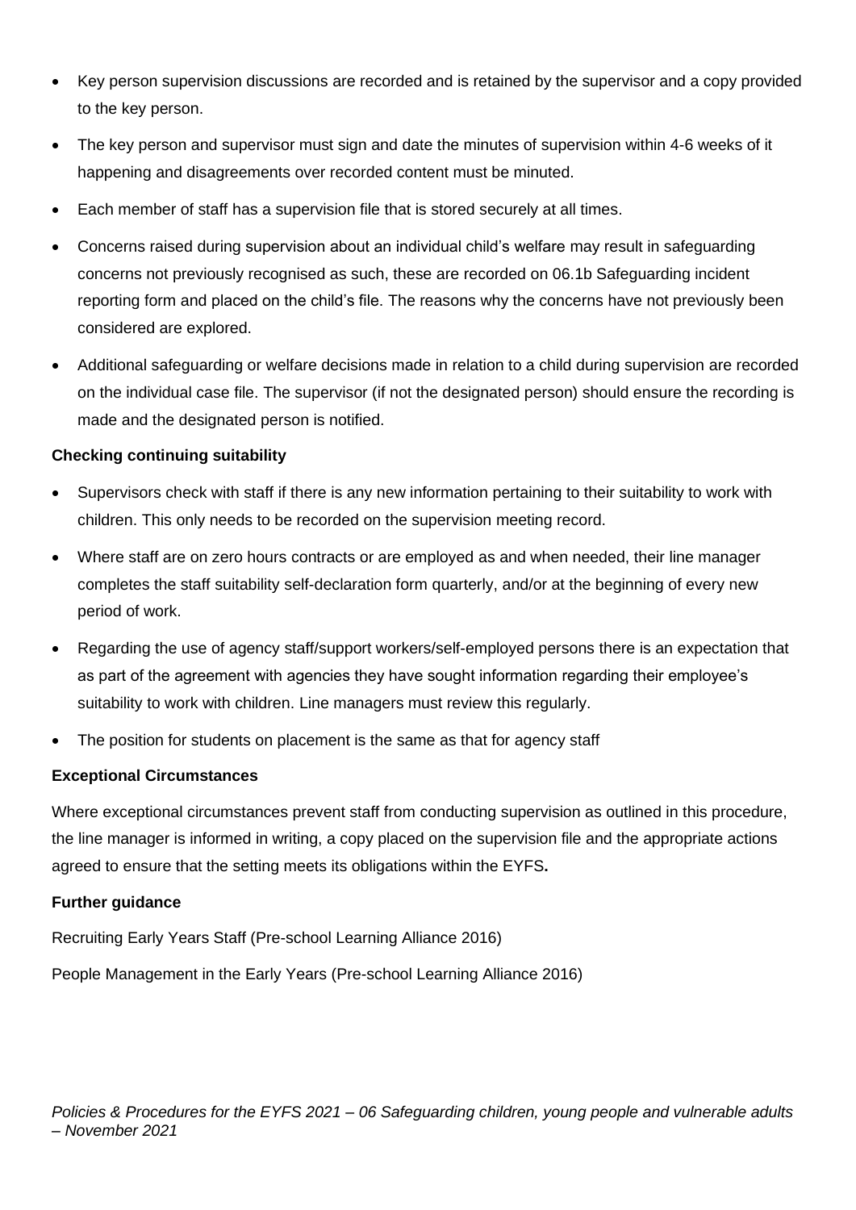- Key person supervision discussions are recorded and is retained by the supervisor and a copy provided to the key person.
- The key person and supervisor must sign and date the minutes of supervision within 4-6 weeks of it happening and disagreements over recorded content must be minuted.
- Each member of staff has a supervision file that is stored securely at all times.
- Concerns raised during supervision about an individual child's welfare may result in safeguarding concerns not previously recognised as such, these are recorded on 06.1b Safeguarding incident reporting form and placed on the child's file. The reasons why the concerns have not previously been considered are explored.
- Additional safeguarding or welfare decisions made in relation to a child during supervision are recorded on the individual case file. The supervisor (if not the designated person) should ensure the recording is made and the designated person is notified.

**Checking continuing suitability**

- Supervisors check with staff if there is any new information pertaining to their suitability to work with children. This only needs to be recorded on the supervision meeting record.
- Where staff are on zero hours contracts or are employed as and when needed, their line manager completes the staff suitability self-declaration form quarterly, and/or at the beginning of every new period of work.
- Regarding the use of agency staff/support workers/self-employed persons there is an expectation that as part of the agreement with agencies they have sought information regarding their employee's suitability to work with children. Line managers must review this regularly.
- The position for students on placement is the same as that for agency staff

**Exceptional Circumstances**

Where exceptional circumstances prevent staff from conducting supervision as outlined in this procedure, the line manager is informed in writing, a copy placed on the supervision file and the appropriate actions agreed to ensure that the setting meets its obligations within the EYFS**.**

**Further guidance**

Recruiting Early Years Staff (Pre-school Learning Alliance 2016)

People Management in the Early Years (Pre-school Learning Alliance 2016)